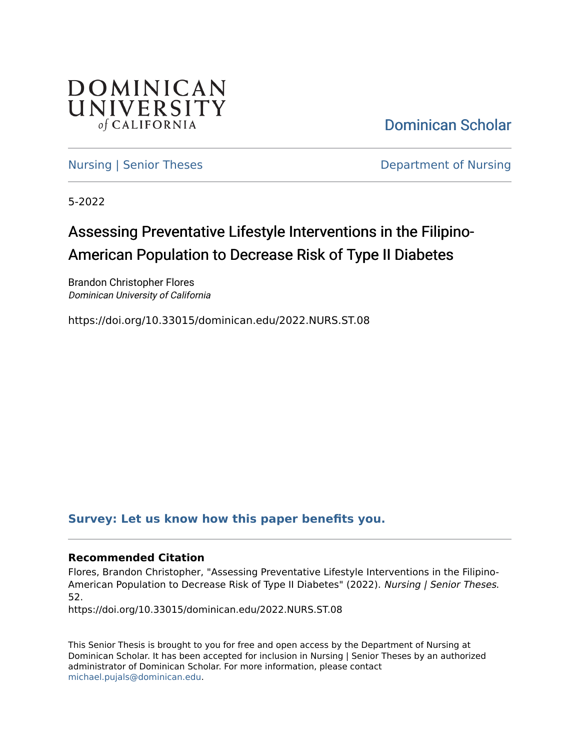DOMINICAN UNIVERSITY *of* CALIFORNIA

Dominican Scholar

Nursing | Senior Theses

Department of Nursing

5-2022

# Assessing Preventative Lifestyle Interventions in the Filipino-American Population to Decrease Risk of Type II Diabetes

Brandon Christopher Flores
*Dominican University of California*

https://doi.org/10.33015/dominican.edu/2022.NURS.ST.08

**Survey: Let us know how this paper benefits you.**

**Recommended Citation**

Flores, Brandon Christopher, "Assessing Preventative Lifestyle Interventions in the Filipino-American Population to Decrease Risk of Type II Diabetes" (2022). *Nursing | Senior Theses*. 52.
https://doi.org/10.33015/dominican.edu/2022.NURS.ST.08

This Senior Thesis is brought to you for free and open access by the Department of Nursing at Dominican Scholar. It has been accepted for inclusion in Nursing | Senior Theses by an authorized administrator of Dominican Scholar. For more information, please contact michael.pujals@dominican.edu.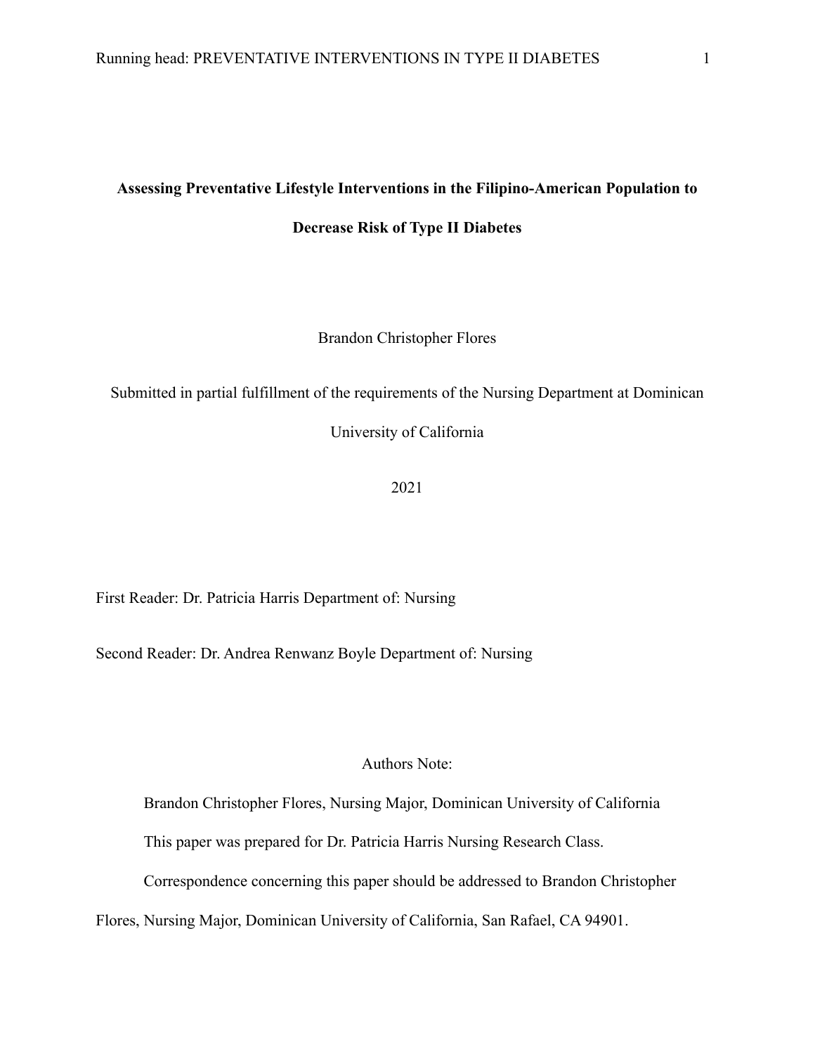# Assessing Preventative Lifestyle Interventions in the Filipino-American Population to Decrease Risk of Type II Diabetes

Brandon Christopher Flores

Submitted in partial fulfillment of the requirements of the Nursing Department at Dominican University of California

2021

First Reader: Dr. Patricia Harris Department of: Nursing

Second Reader: Dr. Andrea Renwanz Boyle Department of: Nursing

Authors Note:

Brandon Christopher Flores, Nursing Major, Dominican University of California

This paper was prepared for Dr. Patricia Harris Nursing Research Class.

Correspondence concerning this paper should be addressed to Brandon Christopher Flores, Nursing Major, Dominican University of California, San Rafael, CA 94901.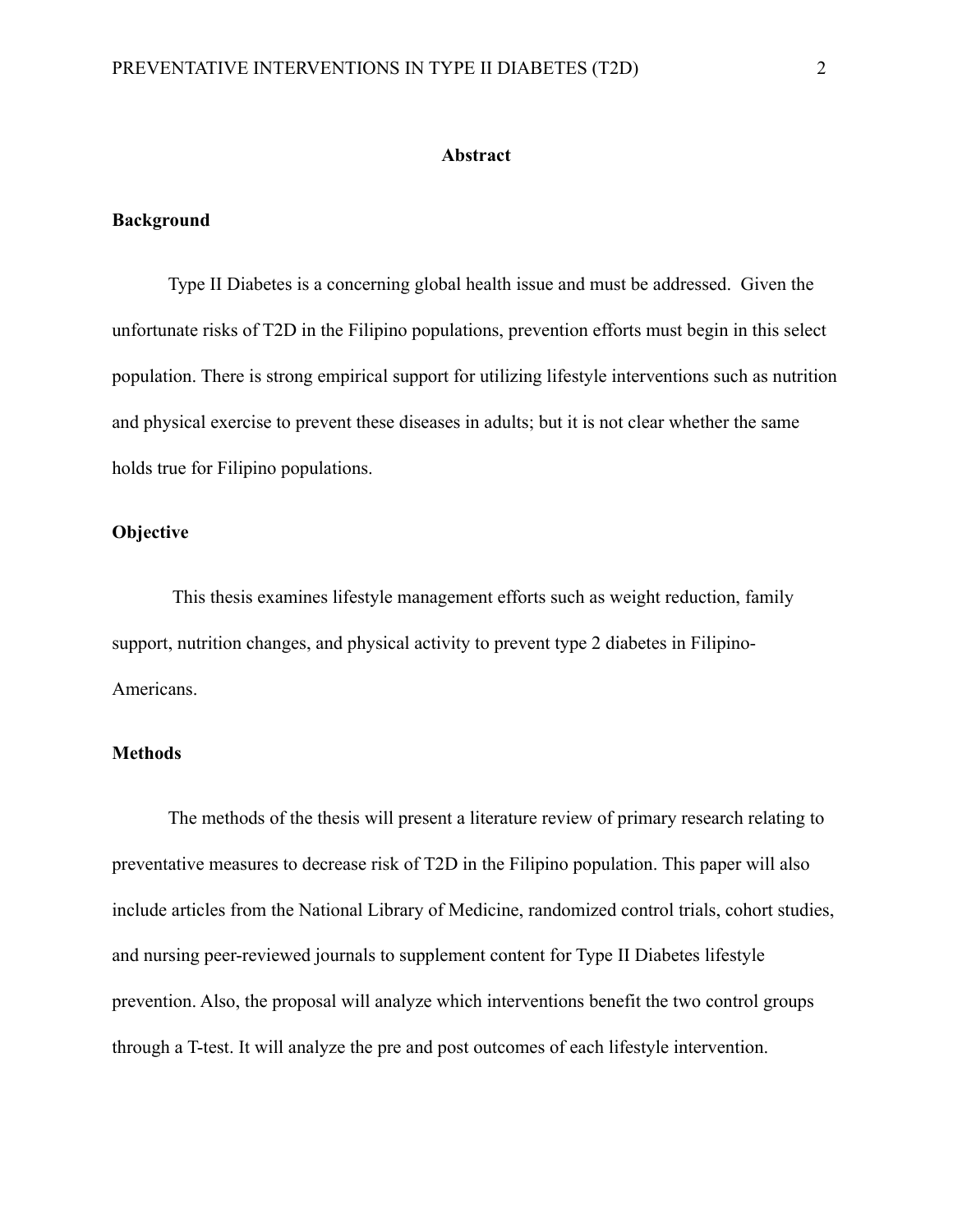# Abstract

## Background

Type II Diabetes is a concerning global health issue and must be addressed. Given the unfortunate risks of T2D in the Filipino populations, prevention efforts must begin in this select population. There is strong empirical support for utilizing lifestyle interventions such as nutrition and physical exercise to prevent these diseases in adults; but it is not clear whether the same holds true for Filipino populations.

## Objective

This thesis examines lifestyle management efforts such as weight reduction, family support, nutrition changes, and physical activity to prevent type 2 diabetes in Filipino-Americans.

## Methods

The methods of the thesis will present a literature review of primary research relating to preventative measures to decrease risk of T2D in the Filipino population. This paper will also include articles from the National Library of Medicine, randomized control trials, cohort studies, and nursing peer-reviewed journals to supplement content for Type II Diabetes lifestyle prevention. Also, the proposal will analyze which interventions benefit the two control groups through a T-test. It will analyze the pre and post outcomes of each lifestyle intervention.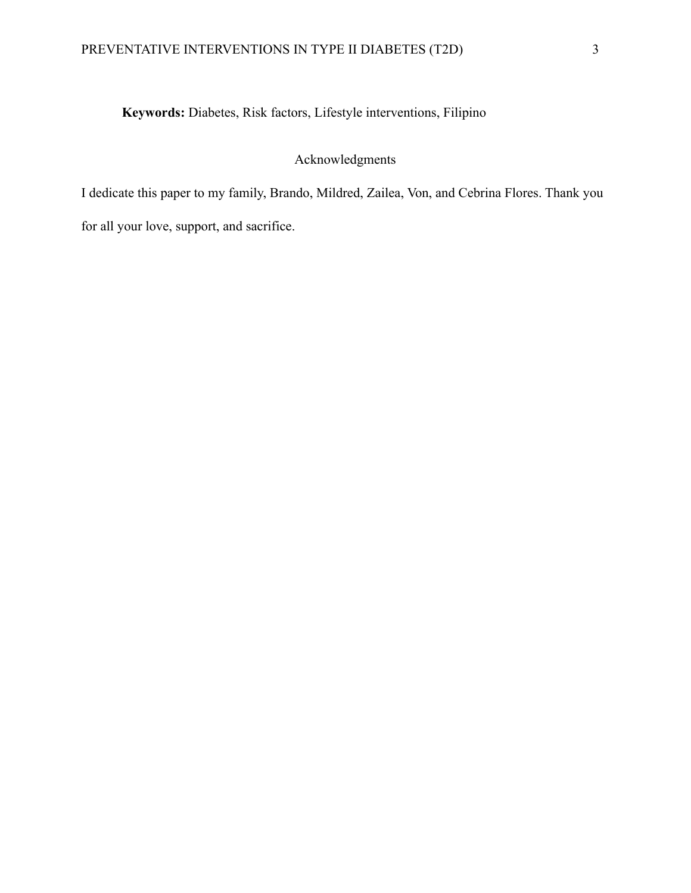**Keywords:** Diabetes, Risk factors, Lifestyle interventions, Filipino

## Acknowledgments

I dedicate this paper to my family, Brando, Mildred, Zailea, Von, and Cebrina Flores. Thank you for all your love, support, and sacrifice.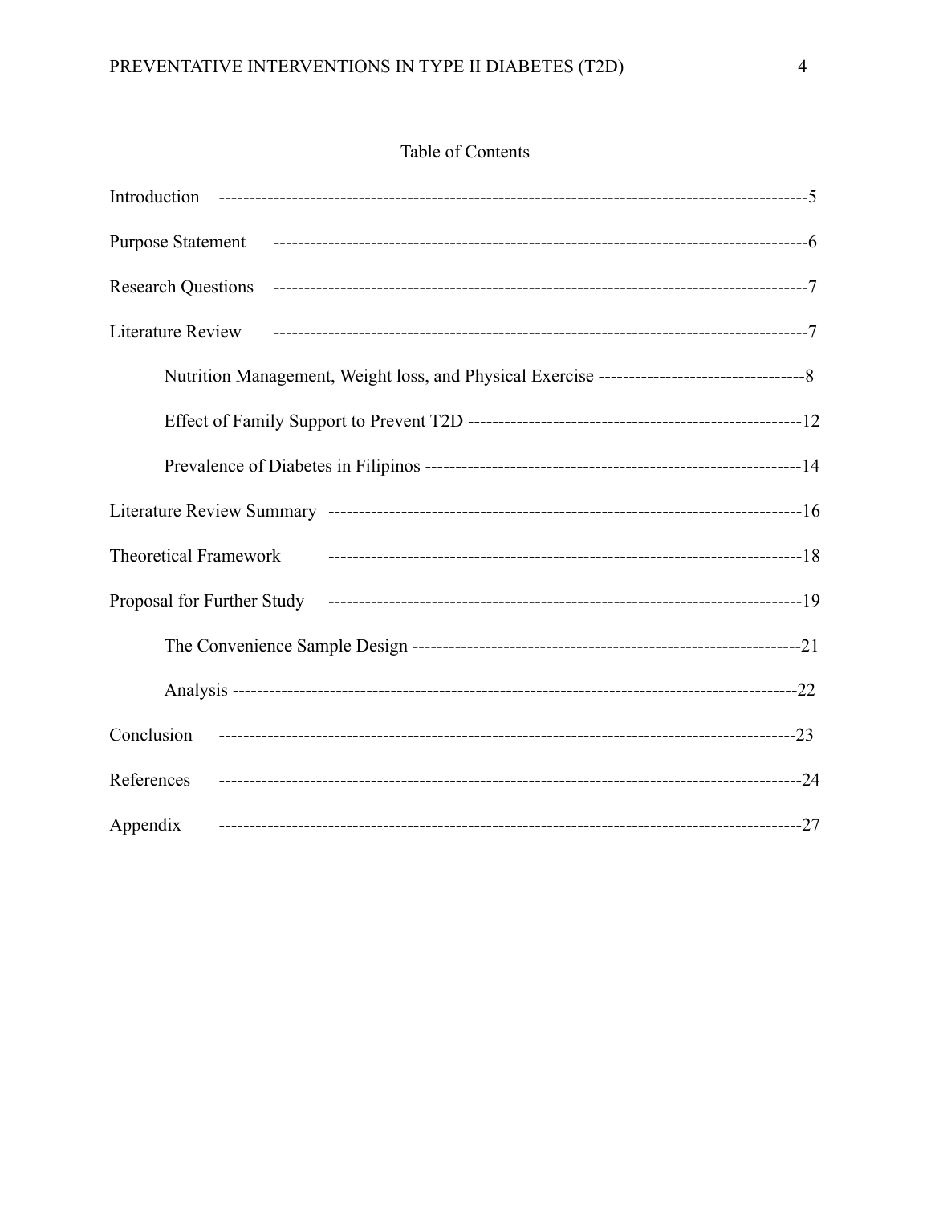# Table of Contents

Introduction ----------------------------------------------------------------------------------------------5

Purpose Statement ------------------------------------------------------------------------------------6

Research Questions -----------------------------------------------------------------------------------7

Literature Review ------------------------------------------------------------------------------------7

Nutrition Management, Weight loss, and Physical Exercise ---------------------------------8

Effect of Family Support to Prevent T2D ---------------------------------------------------12

Prevalence of Diabetes in Filipinos ------------------------------------------------------------14

Literature Review Summary ------------------------------------------------------------------------16

Theoretical Framework ------------------------------------------------------------------------18

Proposal for Further Study -------------------------------------------------------------------------19

The Convenience Sample Design -------------------------------------------------------------21

Analysis -------------------------------------------------------------------------------------------22

Conclusion ------------------------------------------------------------------------------------------23

References ------------------------------------------------------------------------------------------24

Appendix --------------------------------------------------------------------------------------------27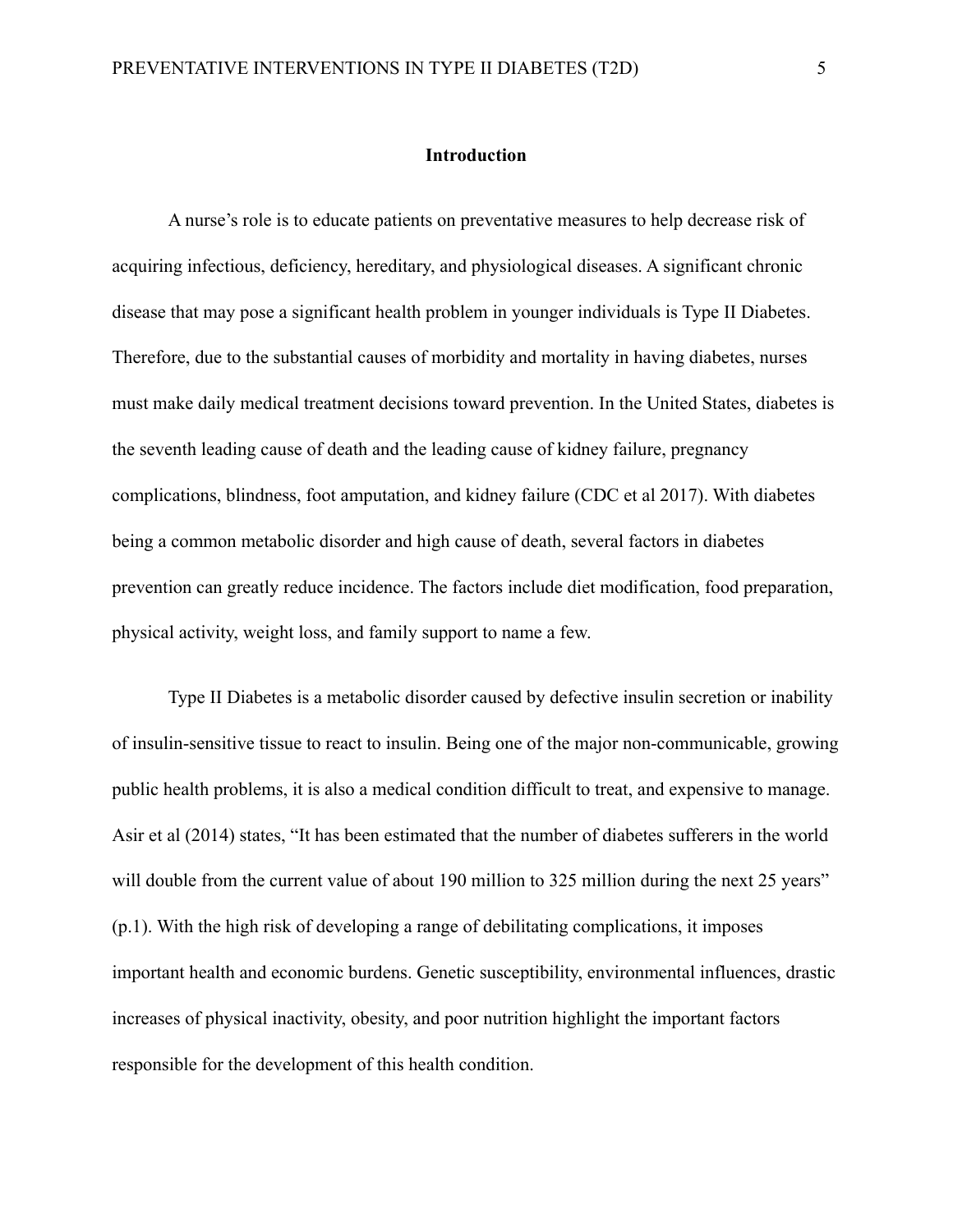## Introduction

A nurse's role is to educate patients on preventative measures to help decrease risk of acquiring infectious, deficiency, hereditary, and physiological diseases. A significant chronic disease that may pose a significant health problem in younger individuals is Type II Diabetes. Therefore, due to the substantial causes of morbidity and mortality in having diabetes, nurses must make daily medical treatment decisions toward prevention. In the United States, diabetes is the seventh leading cause of death and the leading cause of kidney failure, pregnancy complications, blindness, foot amputation, and kidney failure (CDC et al 2017). With diabetes being a common metabolic disorder and high cause of death, several factors in diabetes prevention can greatly reduce incidence. The factors include diet modification, food preparation, physical activity, weight loss, and family support to name a few.

Type II Diabetes is a metabolic disorder caused by defective insulin secretion or inability of insulin-sensitive tissue to react to insulin. Being one of the major non-communicable, growing public health problems, it is also a medical condition difficult to treat, and expensive to manage. Asir et al (2014) states, "It has been estimated that the number of diabetes sufferers in the world will double from the current value of about 190 million to 325 million during the next 25 years" (p.1). With the high risk of developing a range of debilitating complications, it imposes important health and economic burdens. Genetic susceptibility, environmental influences, drastic increases of physical inactivity, obesity, and poor nutrition highlight the important factors responsible for the development of this health condition.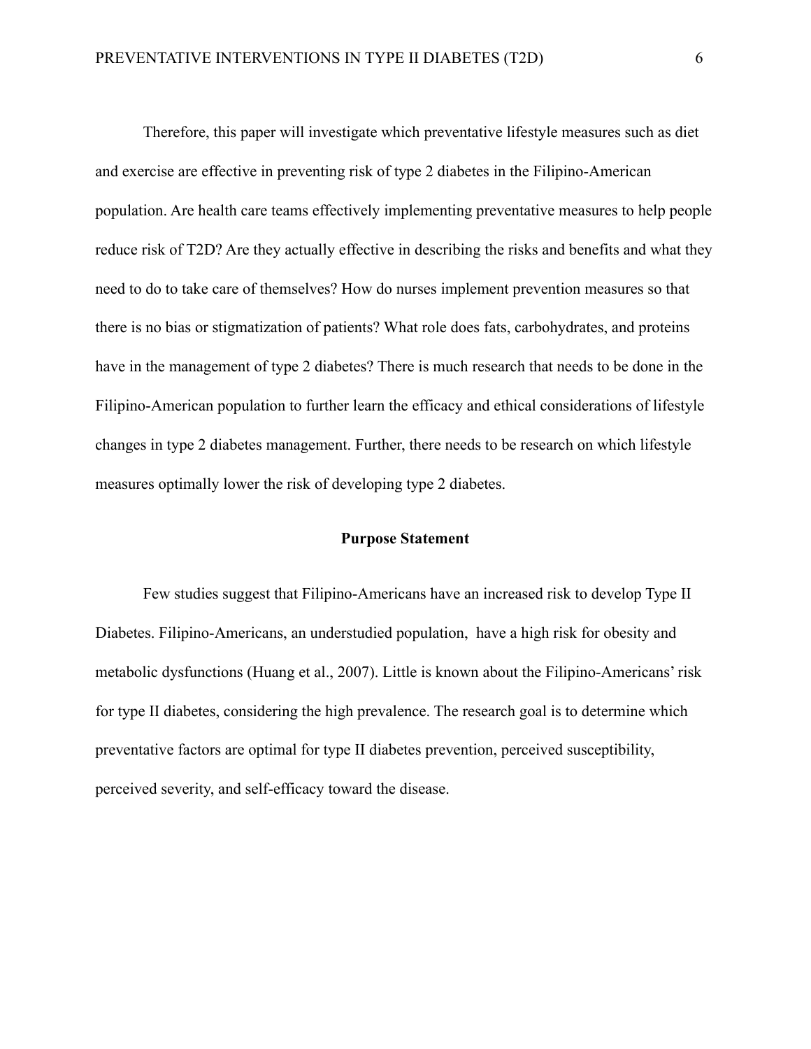Therefore, this paper will investigate which preventative lifestyle measures such as diet and exercise are effective in preventing risk of type 2 diabetes in the Filipino-American population. Are health care teams effectively implementing preventative measures to help people reduce risk of T2D? Are they actually effective in describing the risks and benefits and what they need to do to take care of themselves? How do nurses implement prevention measures so that there is no bias or stigmatization of patients? What role does fats, carbohydrates, and proteins have in the management of type 2 diabetes? There is much research that needs to be done in the Filipino-American population to further learn the efficacy and ethical considerations of lifestyle changes in type 2 diabetes management. Further, there needs to be research on which lifestyle measures optimally lower the risk of developing type 2 diabetes.

## Purpose Statement

Few studies suggest that Filipino-Americans have an increased risk to develop Type II Diabetes. Filipino-Americans, an understudied population, have a high risk for obesity and metabolic dysfunctions (Huang et al., 2007). Little is known about the Filipino-Americans' risk for type II diabetes, considering the high prevalence. The research goal is to determine which preventative factors are optimal for type II diabetes prevention, perceived susceptibility, perceived severity, and self-efficacy toward the disease.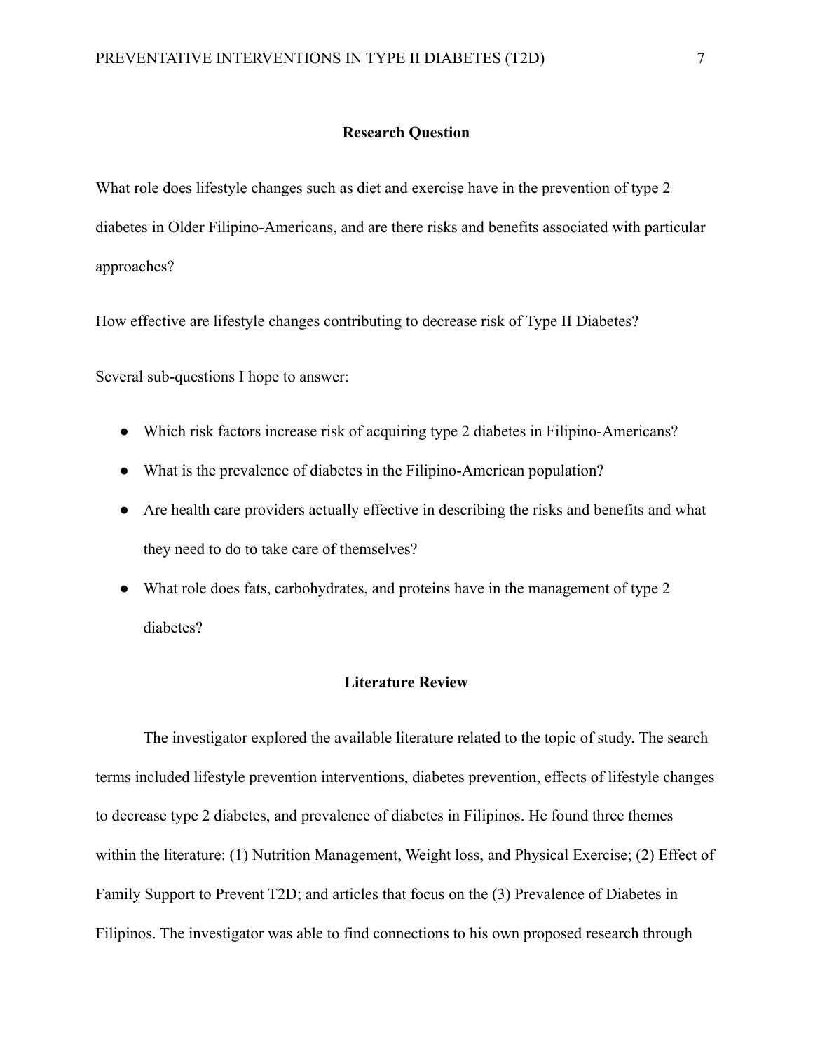## Research Question

What role does lifestyle changes such as diet and exercise have in the prevention of type 2 diabetes in Older Filipino-Americans, and are there risks and benefits associated with particular approaches?

How effective are lifestyle changes contributing to decrease risk of Type II Diabetes?

Several sub-questions I hope to answer:

- Which risk factors increase risk of acquiring type 2 diabetes in Filipino-Americans?
- What is the prevalence of diabetes in the Filipino-American population?
- Are health care providers actually effective in describing the risks and benefits and what they need to do to take care of themselves?
- What role does fats, carbohydrates, and proteins have in the management of type 2 diabetes?

## Literature Review

The investigator explored the available literature related to the topic of study. The search terms included lifestyle prevention interventions, diabetes prevention, effects of lifestyle changes to decrease type 2 diabetes, and prevalence of diabetes in Filipinos. He found three themes within the literature: (1) Nutrition Management, Weight loss, and Physical Exercise; (2) Effect of Family Support to Prevent T2D; and articles that focus on the (3) Prevalence of Diabetes in Filipinos. The investigator was able to find connections to his own proposed research through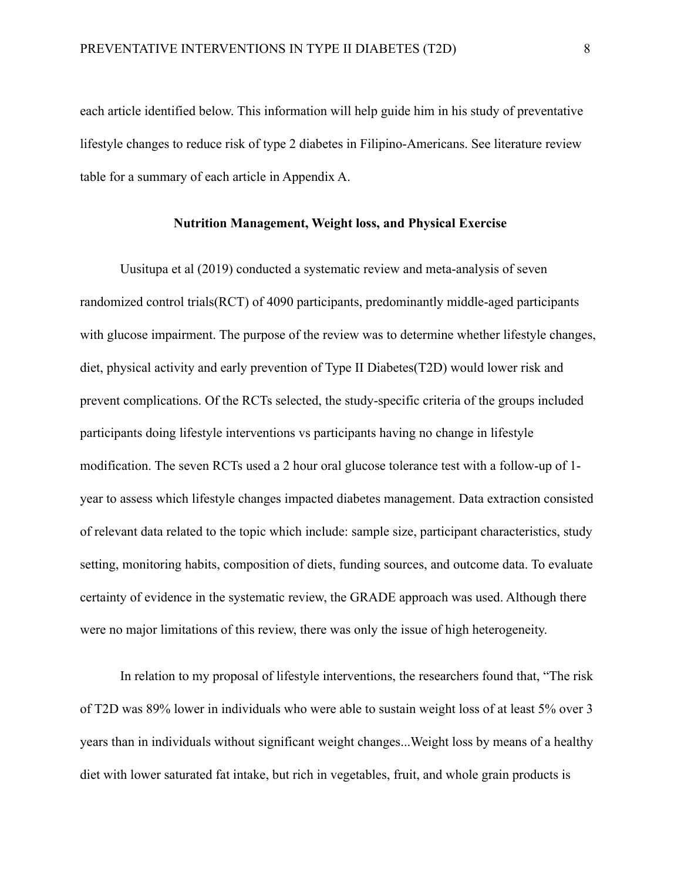each article identified below. This information will help guide him in his study of preventative lifestyle changes to reduce risk of type 2 diabetes in Filipino-Americans. See literature review table for a summary of each article in Appendix A.

## Nutrition Management, Weight loss, and Physical Exercise

Uusitupa et al (2019) conducted a systematic review and meta-analysis of seven randomized control trials(RCT) of 4090 participants, predominantly middle-aged participants with glucose impairment. The purpose of the review was to determine whether lifestyle changes, diet, physical activity and early prevention of Type II Diabetes(T2D) would lower risk and prevent complications. Of the RCTs selected, the study-specific criteria of the groups included participants doing lifestyle interventions vs participants having no change in lifestyle modification. The seven RCTs used a 2 hour oral glucose tolerance test with a follow-up of 1-year to assess which lifestyle changes impacted diabetes management. Data extraction consisted of relevant data related to the topic which include: sample size, participant characteristics, study setting, monitoring habits, composition of diets, funding sources, and outcome data. To evaluate certainty of evidence in the systematic review, the GRADE approach was used. Although there were no major limitations of this review, there was only the issue of high heterogeneity.

In relation to my proposal of lifestyle interventions, the researchers found that, "The risk of T2D was 89% lower in individuals who were able to sustain weight loss of at least 5% over 3 years than in individuals without significant weight changes...Weight loss by means of a healthy diet with lower saturated fat intake, but rich in vegetables, fruit, and whole grain products is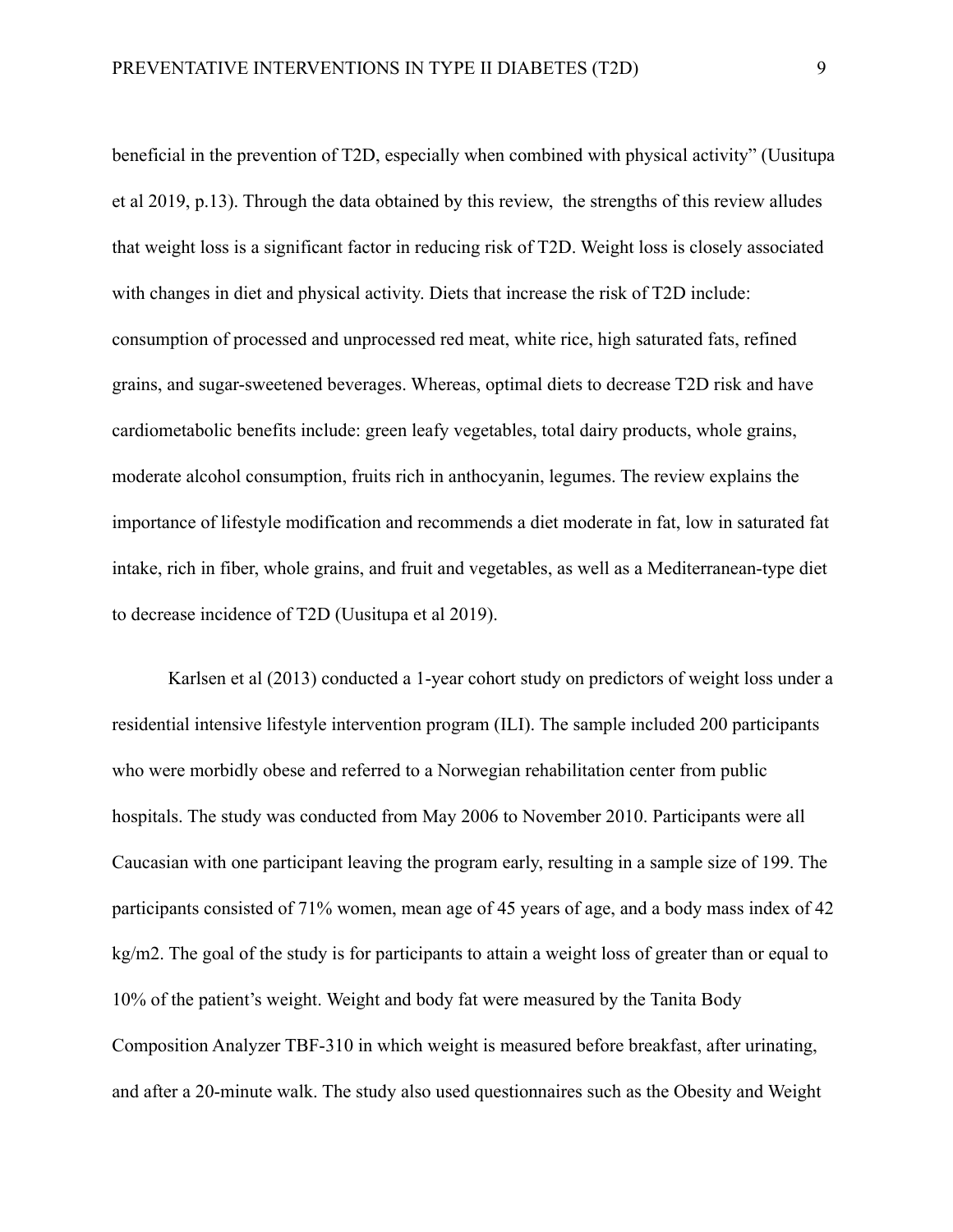beneficial in the prevention of T2D, especially when combined with physical activity" (Uusitupa et al 2019, p.13). Through the data obtained by this review, the strengths of this review alludes that weight loss is a significant factor in reducing risk of T2D. Weight loss is closely associated with changes in diet and physical activity. Diets that increase the risk of T2D include: consumption of processed and unprocessed red meat, white rice, high saturated fats, refined grains, and sugar-sweetened beverages. Whereas, optimal diets to decrease T2D risk and have cardiometabolic benefits include: green leafy vegetables, total dairy products, whole grains, moderate alcohol consumption, fruits rich in anthocyanin, legumes. The review explains the importance of lifestyle modification and recommends a diet moderate in fat, low in saturated fat intake, rich in fiber, whole grains, and fruit and vegetables, as well as a Mediterranean-type diet to decrease incidence of T2D (Uusitupa et al 2019).

Karlsen et al (2013) conducted a 1-year cohort study on predictors of weight loss under a residential intensive lifestyle intervention program (ILI). The sample included 200 participants who were morbidly obese and referred to a Norwegian rehabilitation center from public hospitals. The study was conducted from May 2006 to November 2010. Participants were all Caucasian with one participant leaving the program early, resulting in a sample size of 199. The participants consisted of 71% women, mean age of 45 years of age, and a body mass index of 42 kg/m2. The goal of the study is for participants to attain a weight loss of greater than or equal to 10% of the patient's weight. Weight and body fat were measured by the Tanita Body Composition Analyzer TBF-310 in which weight is measured before breakfast, after urinating, and after a 20-minute walk. The study also used questionnaires such as the Obesity and Weight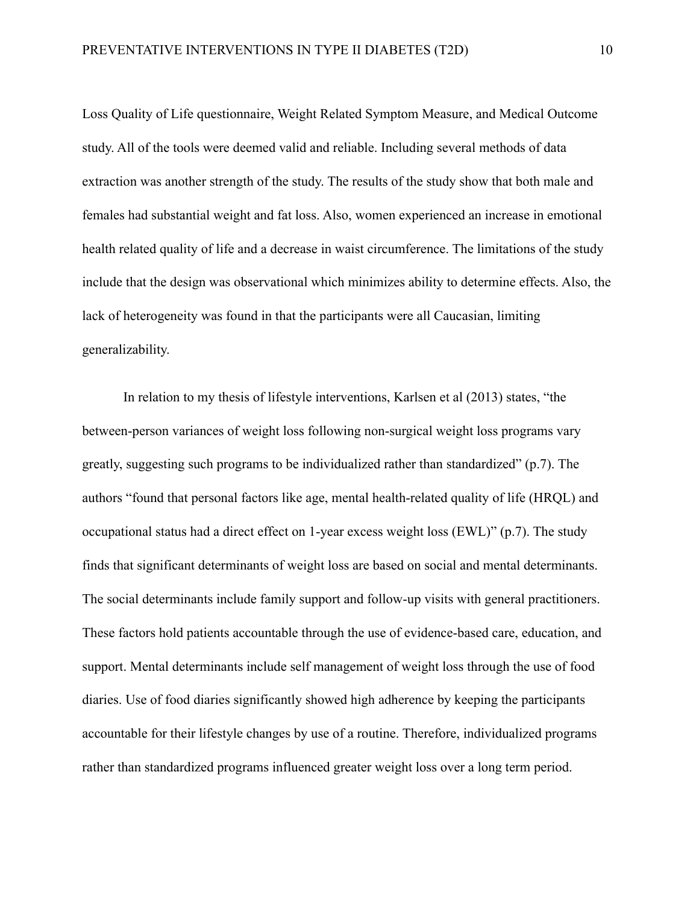Loss Quality of Life questionnaire, Weight Related Symptom Measure, and Medical Outcome study. All of the tools were deemed valid and reliable. Including several methods of data extraction was another strength of the study. The results of the study show that both male and females had substantial weight and fat loss. Also, women experienced an increase in emotional health related quality of life and a decrease in waist circumference. The limitations of the study include that the design was observational which minimizes ability to determine effects. Also, the lack of heterogeneity was found in that the participants were all Caucasian, limiting generalizability.

In relation to my thesis of lifestyle interventions, Karlsen et al (2013) states, "the between-person variances of weight loss following non-surgical weight loss programs vary greatly, suggesting such programs to be individualized rather than standardized" (p.7). The authors "found that personal factors like age, mental health-related quality of life (HRQL) and occupational status had a direct effect on 1-year excess weight loss (EWL)" (p.7). The study finds that significant determinants of weight loss are based on social and mental determinants. The social determinants include family support and follow-up visits with general practitioners. These factors hold patients accountable through the use of evidence-based care, education, and support. Mental determinants include self management of weight loss through the use of food diaries. Use of food diaries significantly showed high adherence by keeping the participants accountable for their lifestyle changes by use of a routine. Therefore, individualized programs rather than standardized programs influenced greater weight loss over a long term period.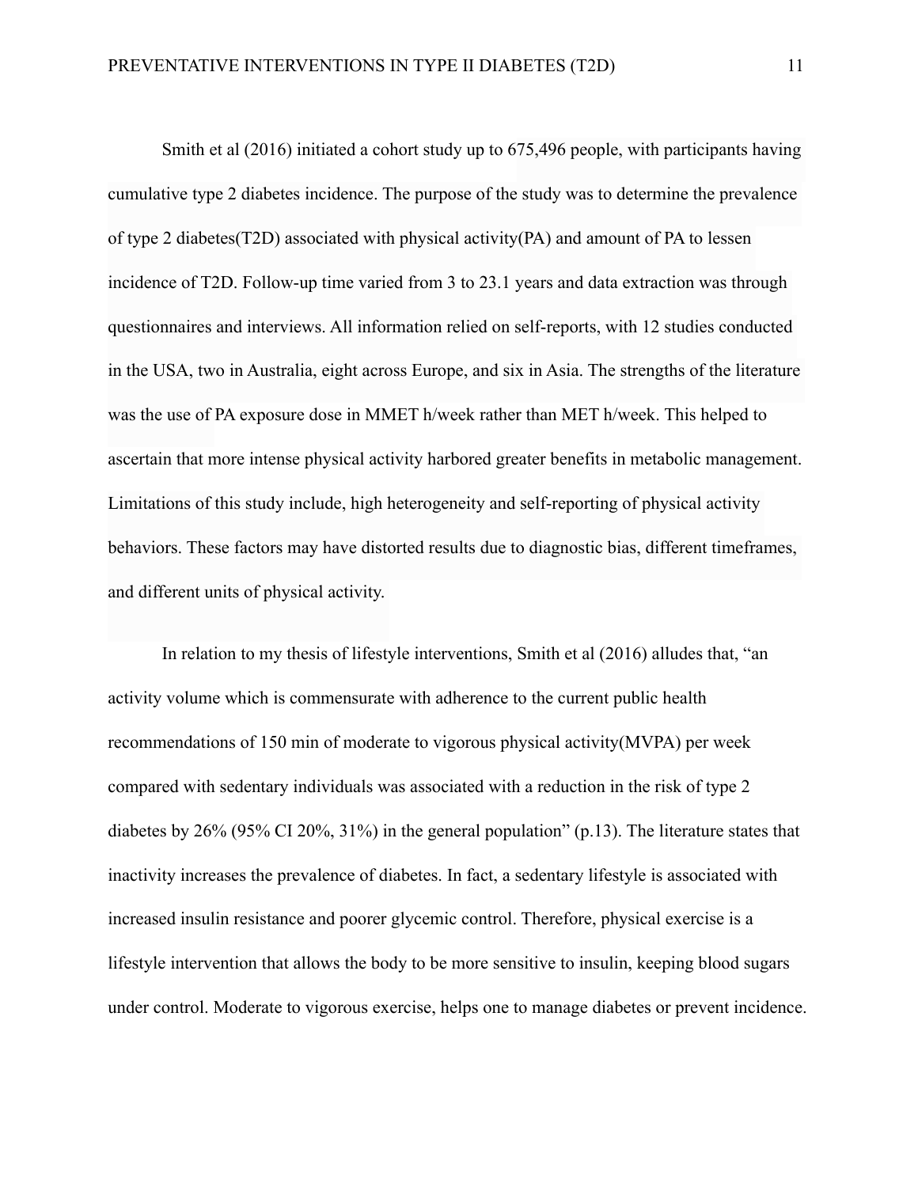Smith et al (2016) initiated a cohort study up to 675,496 people, with participants having cumulative type 2 diabetes incidence. The purpose of the study was to determine the prevalence of type 2 diabetes(T2D) associated with physical activity(PA) and amount of PA to lessen incidence of T2D. Follow-up time varied from 3 to 23.1 years and data extraction was through questionnaires and interviews. All information relied on self-reports, with 12 studies conducted in the USA, two in Australia, eight across Europe, and six in Asia. The strengths of the literature was the use of PA exposure dose in MMET h/week rather than MET h/week. This helped to ascertain that more intense physical activity harbored greater benefits in metabolic management. Limitations of this study include, high heterogeneity and self-reporting of physical activity behaviors. These factors may have distorted results due to diagnostic bias, different timeframes, and different units of physical activity.

In relation to my thesis of lifestyle interventions, Smith et al (2016) alludes that, "an activity volume which is commensurate with adherence to the current public health recommendations of 150 min of moderate to vigorous physical activity(MVPA) per week compared with sedentary individuals was associated with a reduction in the risk of type 2 diabetes by 26% (95% CI 20%, 31%) in the general population" (p.13). The literature states that inactivity increases the prevalence of diabetes. In fact, a sedentary lifestyle is associated with increased insulin resistance and poorer glycemic control. Therefore, physical exercise is a lifestyle intervention that allows the body to be more sensitive to insulin, keeping blood sugars under control. Moderate to vigorous exercise, helps one to manage diabetes or prevent incidence.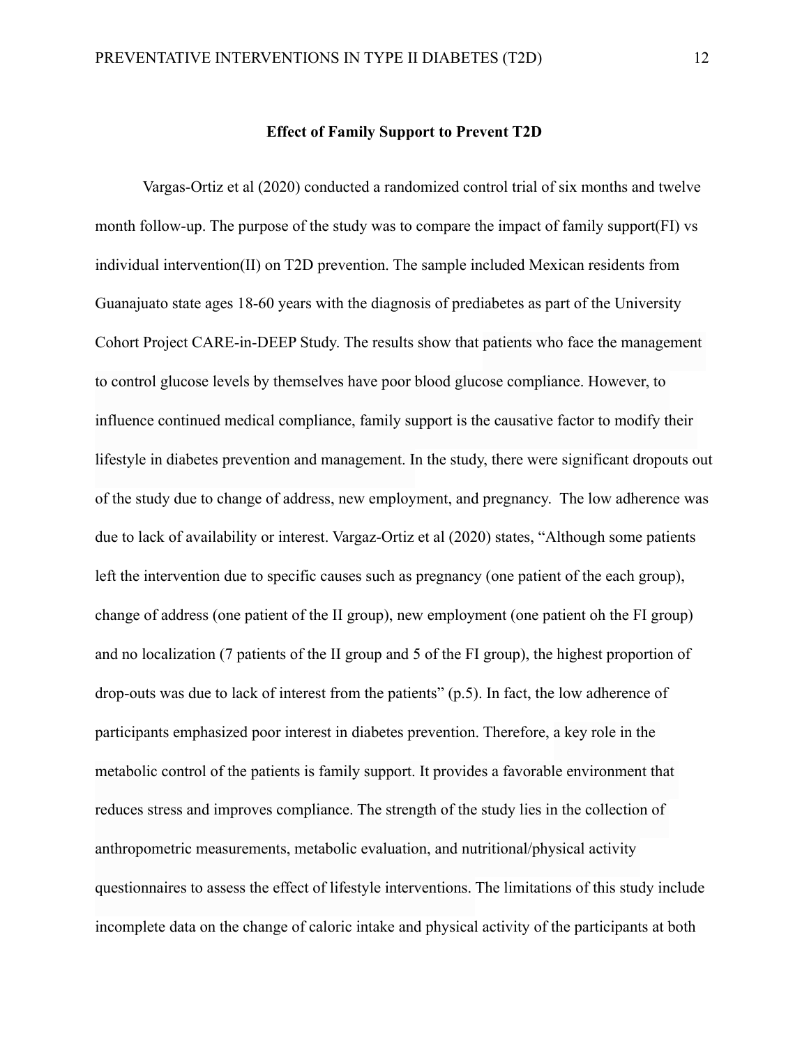## Effect of Family Support to Prevent T2D

Vargas-Ortiz et al (2020) conducted a randomized control trial of six months and twelve month follow-up. The purpose of the study was to compare the impact of family support(FI) vs individual intervention(II) on T2D prevention. The sample included Mexican residents from Guanajuato state ages 18-60 years with the diagnosis of prediabetes as part of the University Cohort Project CARE-in-DEEP Study. The results show that patients who face the management to control glucose levels by themselves have poor blood glucose compliance. However, to influence continued medical compliance, family support is the causative factor to modify their lifestyle in diabetes prevention and management. In the study, there were significant dropouts out of the study due to change of address, new employment, and pregnancy. The low adherence was due to lack of availability or interest. Vargaz-Ortiz et al (2020) states, "Although some patients left the intervention due to specific causes such as pregnancy (one patient of the each group), change of address (one patient of the II group), new employment (one patient oh the FI group) and no localization (7 patients of the II group and 5 of the FI group), the highest proportion of drop-outs was due to lack of interest from the patients" (p.5). In fact, the low adherence of participants emphasized poor interest in diabetes prevention. Therefore, a key role in the metabolic control of the patients is family support. It provides a favorable environment that reduces stress and improves compliance. The strength of the study lies in the collection of anthropometric measurements, metabolic evaluation, and nutritional/physical activity questionnaires to assess the effect of lifestyle interventions. The limitations of this study include incomplete data on the change of caloric intake and physical activity of the participants at both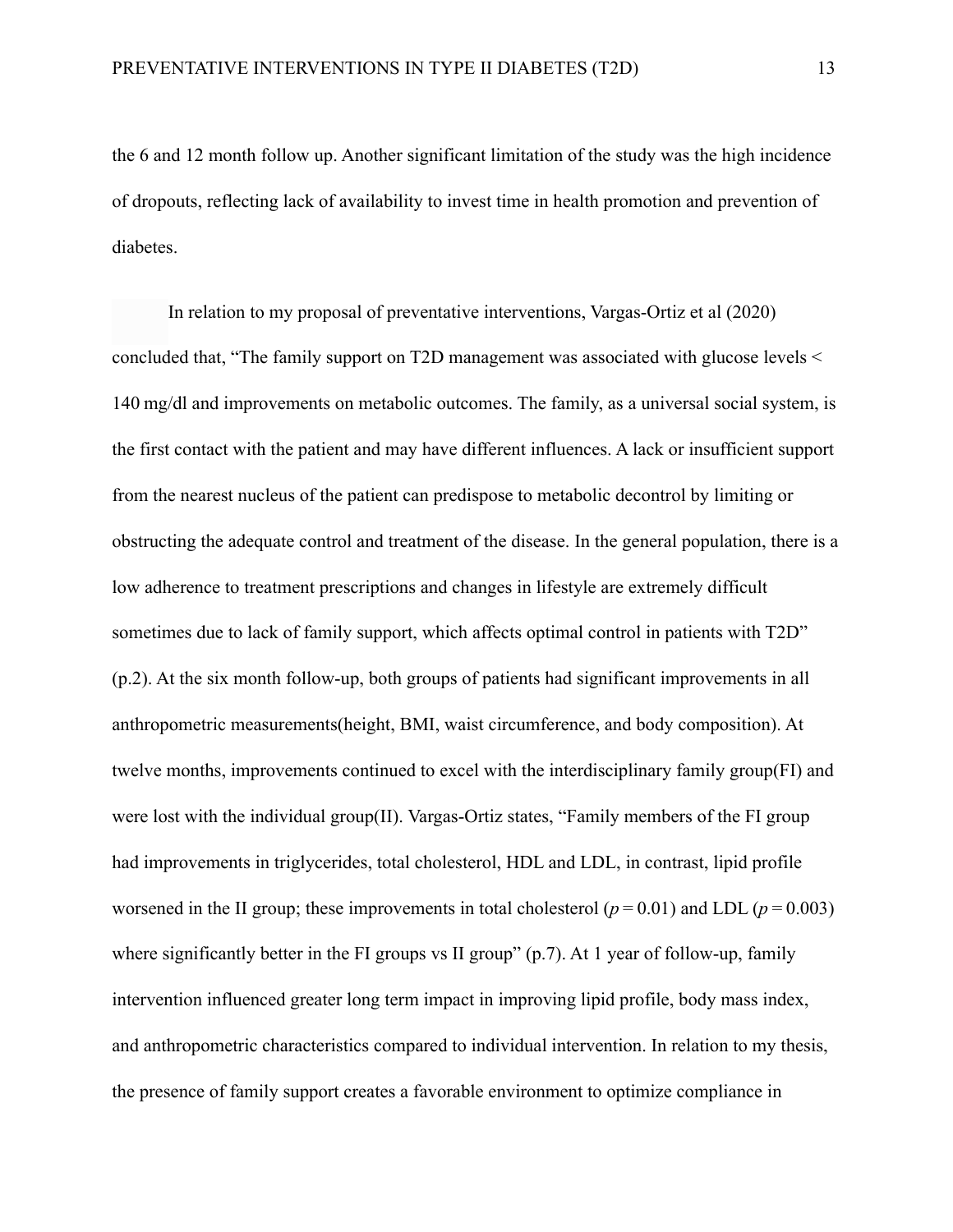the 6 and 12 month follow up. Another significant limitation of the study was the high incidence of dropouts, reflecting lack of availability to invest time in health promotion and prevention of diabetes.

In relation to my proposal of preventative interventions, Vargas-Ortiz et al (2020) concluded that, "The family support on T2D management was associated with glucose levels < 140 mg/dl and improvements on metabolic outcomes. The family, as a universal social system, is the first contact with the patient and may have different influences. A lack or insufficient support from the nearest nucleus of the patient can predispose to metabolic decontrol by limiting or obstructing the adequate control and treatment of the disease. In the general population, there is a low adherence to treatment prescriptions and changes in lifestyle are extremely difficult sometimes due to lack of family support, which affects optimal control in patients with T2D" (p.2). At the six month follow-up, both groups of patients had significant improvements in all anthropometric measurements(height, BMI, waist circumference, and body composition). At twelve months, improvements continued to excel with the interdisciplinary family group(FI) and were lost with the individual group(II). Vargas-Ortiz states, "Family members of the FI group had improvements in triglycerides, total cholesterol, HDL and LDL, in contrast, lipid profile worsened in the II group; these improvements in total cholesterol ($p = 0.01$) and LDL ($p = 0.003$) where significantly better in the FI groups vs II group" (p.7). At 1 year of follow-up, family intervention influenced greater long term impact in improving lipid profile, body mass index, and anthropometric characteristics compared to individual intervention. In relation to my thesis, the presence of family support creates a favorable environment to optimize compliance in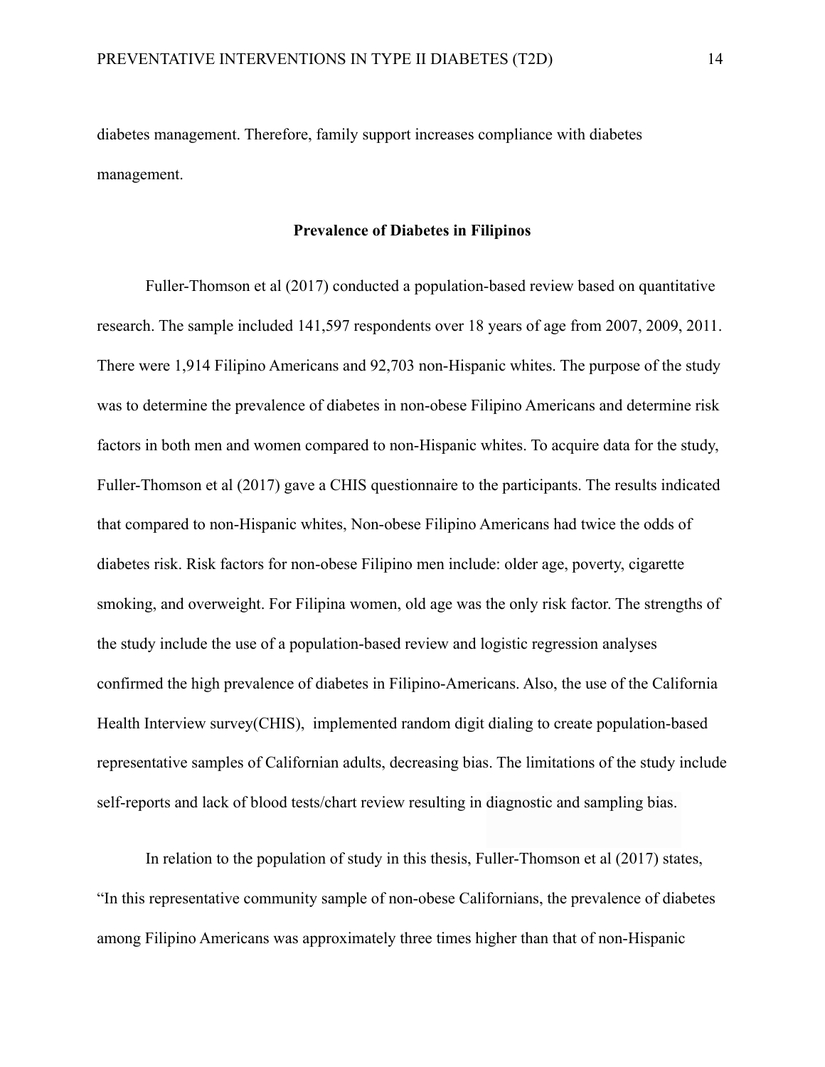diabetes management. Therefore, family support increases compliance with diabetes management.

## Prevalence of Diabetes in Filipinos

Fuller-Thomson et al (2017) conducted a population-based review based on quantitative research. The sample included 141,597 respondents over 18 years of age from 2007, 2009, 2011. There were 1,914 Filipino Americans and 92,703 non-Hispanic whites. The purpose of the study was to determine the prevalence of diabetes in non-obese Filipino Americans and determine risk factors in both men and women compared to non-Hispanic whites. To acquire data for the study, Fuller-Thomson et al (2017) gave a CHIS questionnaire to the participants. The results indicated that compared to non-Hispanic whites, Non-obese Filipino Americans had twice the odds of diabetes risk. Risk factors for non-obese Filipino men include: older age, poverty, cigarette smoking, and overweight. For Filipina women, old age was the only risk factor. The strengths of the study include the use of a population-based review and logistic regression analyses confirmed the high prevalence of diabetes in Filipino-Americans. Also, the use of the California Health Interview survey(CHIS), implemented random digit dialing to create population-based representative samples of Californian adults, decreasing bias. The limitations of the study include self-reports and lack of blood tests/chart review resulting in diagnostic and sampling bias.

In relation to the population of study in this thesis, Fuller-Thomson et al (2017) states, "In this representative community sample of non-obese Californians, the prevalence of diabetes among Filipino Americans was approximately three times higher than that of non-Hispanic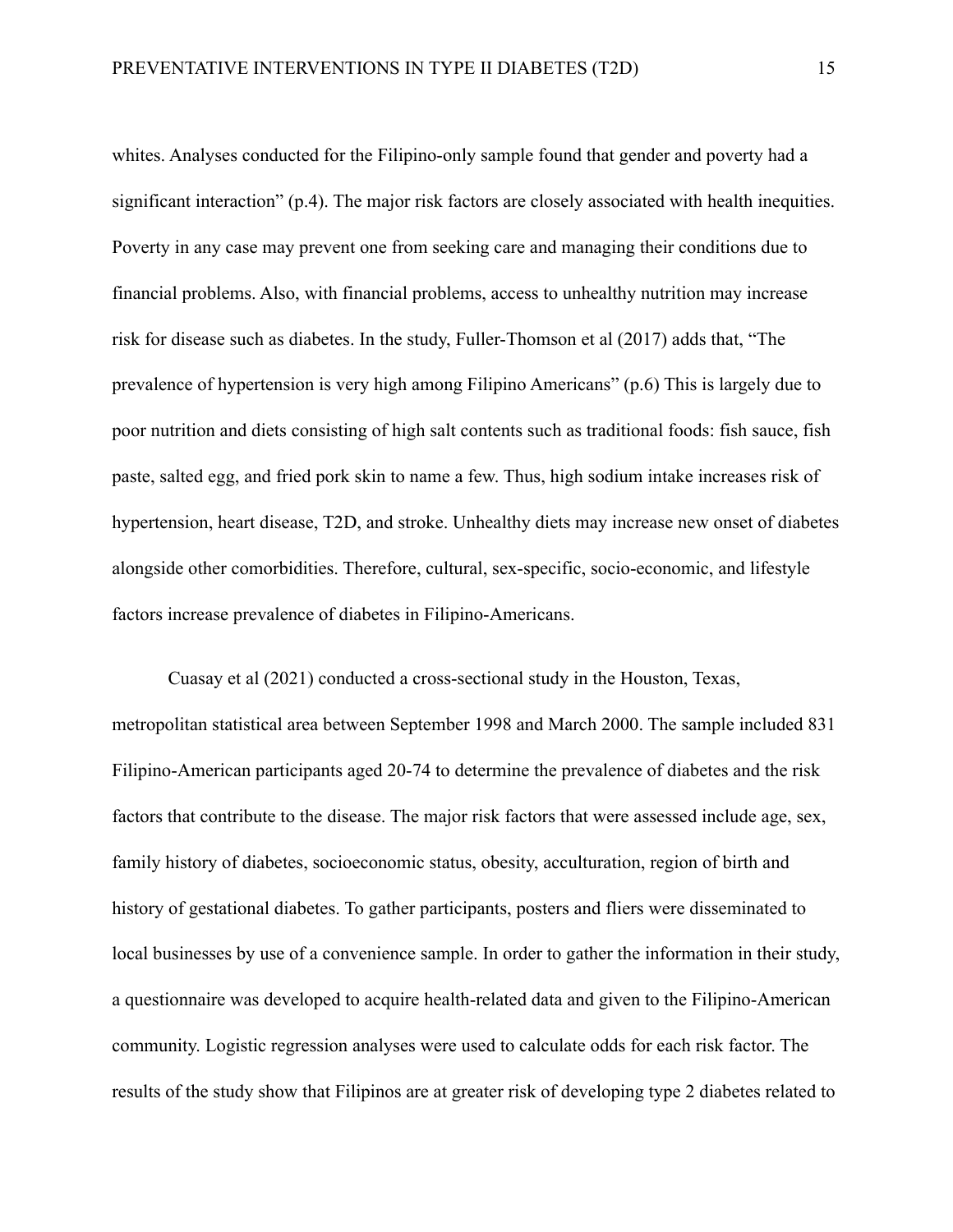whites. Analyses conducted for the Filipino-only sample found that gender and poverty had a significant interaction" (p.4). The major risk factors are closely associated with health inequities. Poverty in any case may prevent one from seeking care and managing their conditions due to financial problems. Also, with financial problems, access to unhealthy nutrition may increase risk for disease such as diabetes. In the study, Fuller-Thomson et al (2017) adds that, "The prevalence of hypertension is very high among Filipino Americans" (p.6) This is largely due to poor nutrition and diets consisting of high salt contents such as traditional foods: fish sauce, fish paste, salted egg, and fried pork skin to name a few. Thus, high sodium intake increases risk of hypertension, heart disease, T2D, and stroke. Unhealthy diets may increase new onset of diabetes alongside other comorbidities. Therefore, cultural, sex-specific, socio-economic, and lifestyle factors increase prevalence of diabetes in Filipino-Americans.

Cuasay et al (2021) conducted a cross-sectional study in the Houston, Texas, metropolitan statistical area between September 1998 and March 2000. The sample included 831 Filipino-American participants aged 20-74 to determine the prevalence of diabetes and the risk factors that contribute to the disease. The major risk factors that were assessed include age, sex, family history of diabetes, socioeconomic status, obesity, acculturation, region of birth and history of gestational diabetes. To gather participants, posters and fliers were disseminated to local businesses by use of a convenience sample. In order to gather the information in their study, a questionnaire was developed to acquire health-related data and given to the Filipino-American community. Logistic regression analyses were used to calculate odds for each risk factor. The results of the study show that Filipinos are at greater risk of developing type 2 diabetes related to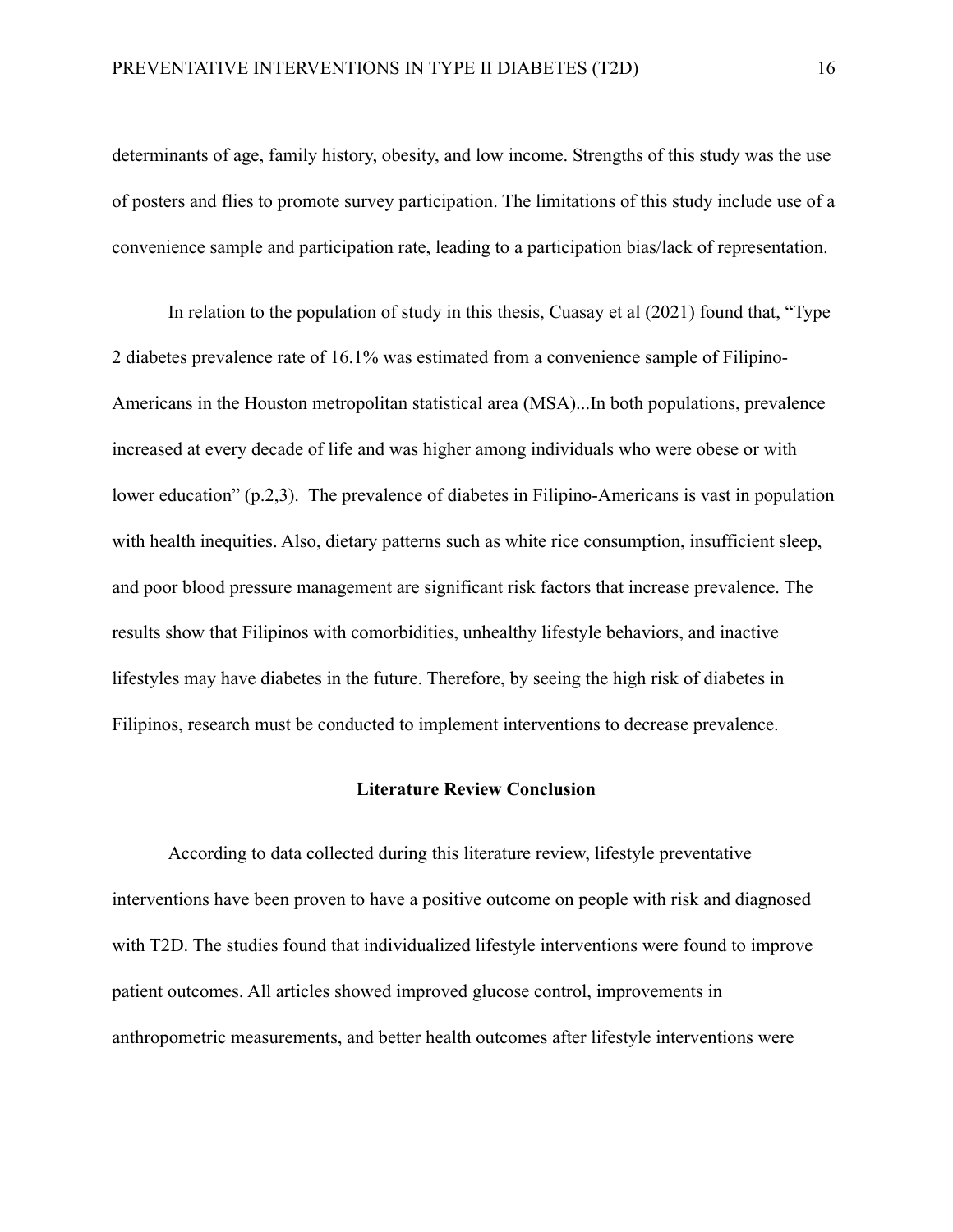determinants of age, family history, obesity, and low income. Strengths of this study was the use of posters and flies to promote survey participation. The limitations of this study include use of a convenience sample and participation rate, leading to a participation bias/lack of representation.

In relation to the population of study in this thesis, Cuasay et al (2021) found that, "Type 2 diabetes prevalence rate of 16.1% was estimated from a convenience sample of Filipino-Americans in the Houston metropolitan statistical area (MSA)...In both populations, prevalence increased at every decade of life and was higher among individuals who were obese or with lower education" (p.2,3). The prevalence of diabetes in Filipino-Americans is vast in population with health inequities. Also, dietary patterns such as white rice consumption, insufficient sleep, and poor blood pressure management are significant risk factors that increase prevalence. The results show that Filipinos with comorbidities, unhealthy lifestyle behaviors, and inactive lifestyles may have diabetes in the future. Therefore, by seeing the high risk of diabetes in Filipinos, research must be conducted to implement interventions to decrease prevalence.

## Literature Review Conclusion

According to data collected during this literature review, lifestyle preventative interventions have been proven to have a positive outcome on people with risk and diagnosed with T2D. The studies found that individualized lifestyle interventions were found to improve patient outcomes. All articles showed improved glucose control, improvements in anthropometric measurements, and better health outcomes after lifestyle interventions were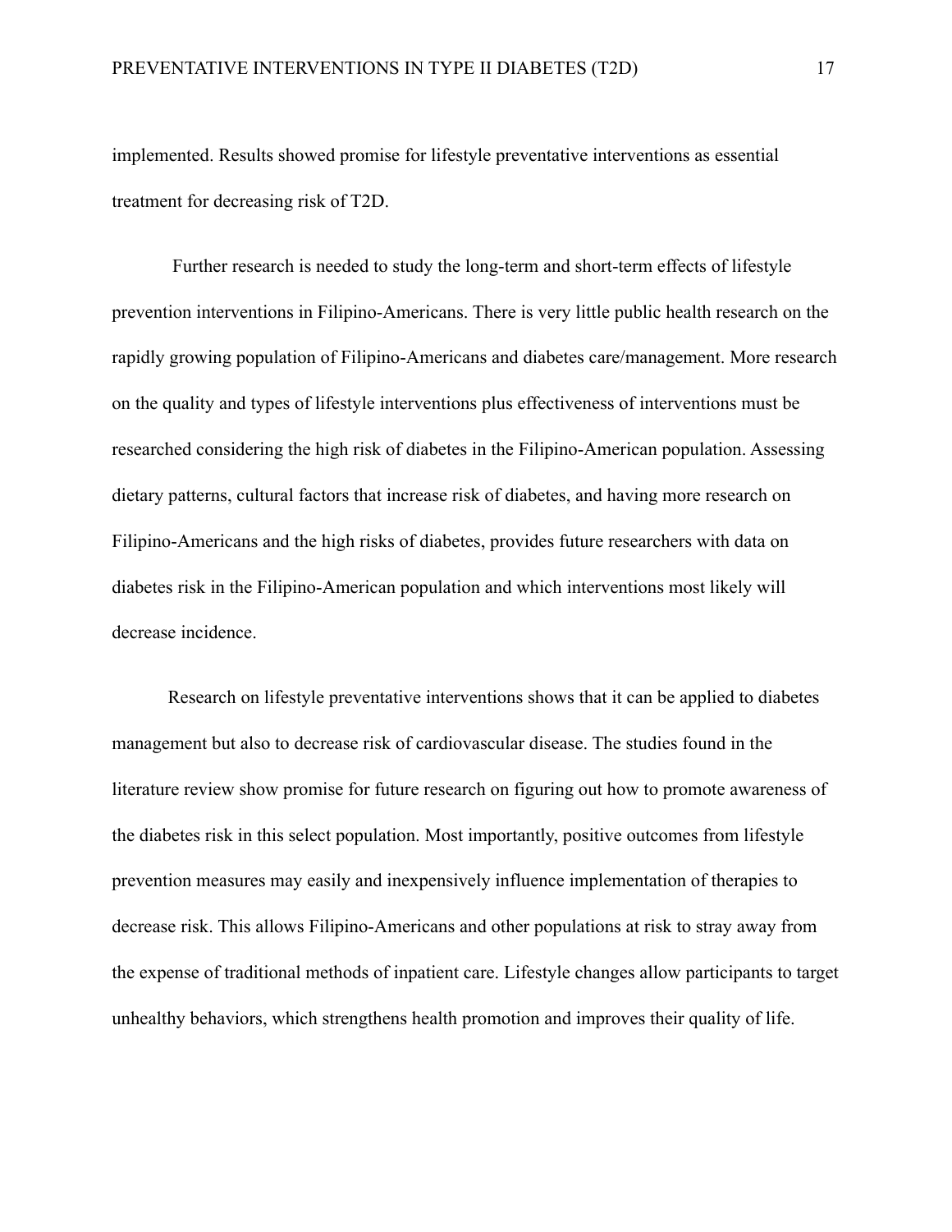implemented. Results showed promise for lifestyle preventative interventions as essential treatment for decreasing risk of T2D.

Further research is needed to study the long-term and short-term effects of lifestyle prevention interventions in Filipino-Americans. There is very little public health research on the rapidly growing population of Filipino-Americans and diabetes care/management. More research on the quality and types of lifestyle interventions plus effectiveness of interventions must be researched considering the high risk of diabetes in the Filipino-American population. Assessing dietary patterns, cultural factors that increase risk of diabetes, and having more research on Filipino-Americans and the high risks of diabetes, provides future researchers with data on diabetes risk in the Filipino-American population and which interventions most likely will decrease incidence.

Research on lifestyle preventative interventions shows that it can be applied to diabetes management but also to decrease risk of cardiovascular disease. The studies found in the literature review show promise for future research on figuring out how to promote awareness of the diabetes risk in this select population. Most importantly, positive outcomes from lifestyle prevention measures may easily and inexpensively influence implementation of therapies to decrease risk. This allows Filipino-Americans and other populations at risk to stray away from the expense of traditional methods of inpatient care. Lifestyle changes allow participants to target unhealthy behaviors, which strengthens health promotion and improves their quality of life.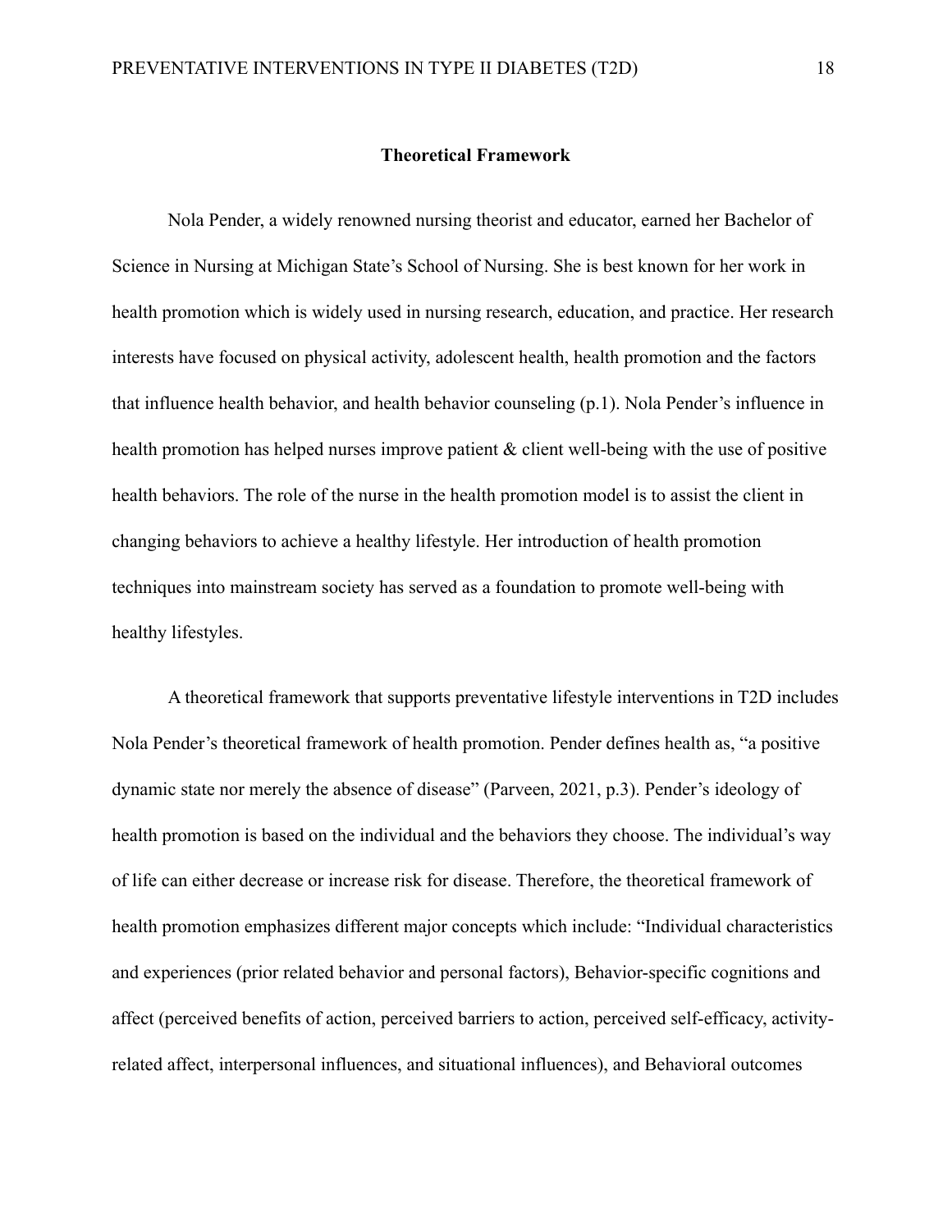## Theoretical Framework

Nola Pender, a widely renowned nursing theorist and educator, earned her Bachelor of Science in Nursing at Michigan State's School of Nursing. She is best known for her work in health promotion which is widely used in nursing research, education, and practice. Her research interests have focused on physical activity, adolescent health, health promotion and the factors that influence health behavior, and health behavior counseling (p.1). Nola Pender's influence in health promotion has helped nurses improve patient & client well-being with the use of positive health behaviors. The role of the nurse in the health promotion model is to assist the client in changing behaviors to achieve a healthy lifestyle. Her introduction of health promotion techniques into mainstream society has served as a foundation to promote well-being with healthy lifestyles.

A theoretical framework that supports preventative lifestyle interventions in T2D includes Nola Pender's theoretical framework of health promotion. Pender defines health as, "a positive dynamic state nor merely the absence of disease" (Parveen, 2021, p.3). Pender's ideology of health promotion is based on the individual and the behaviors they choose. The individual's way of life can either decrease or increase risk for disease. Therefore, the theoretical framework of health promotion emphasizes different major concepts which include: "Individual characteristics and experiences (prior related behavior and personal factors), Behavior-specific cognitions and affect (perceived benefits of action, perceived barriers to action, perceived self-efficacy, activity-related affect, interpersonal influences, and situational influences), and Behavioral outcomes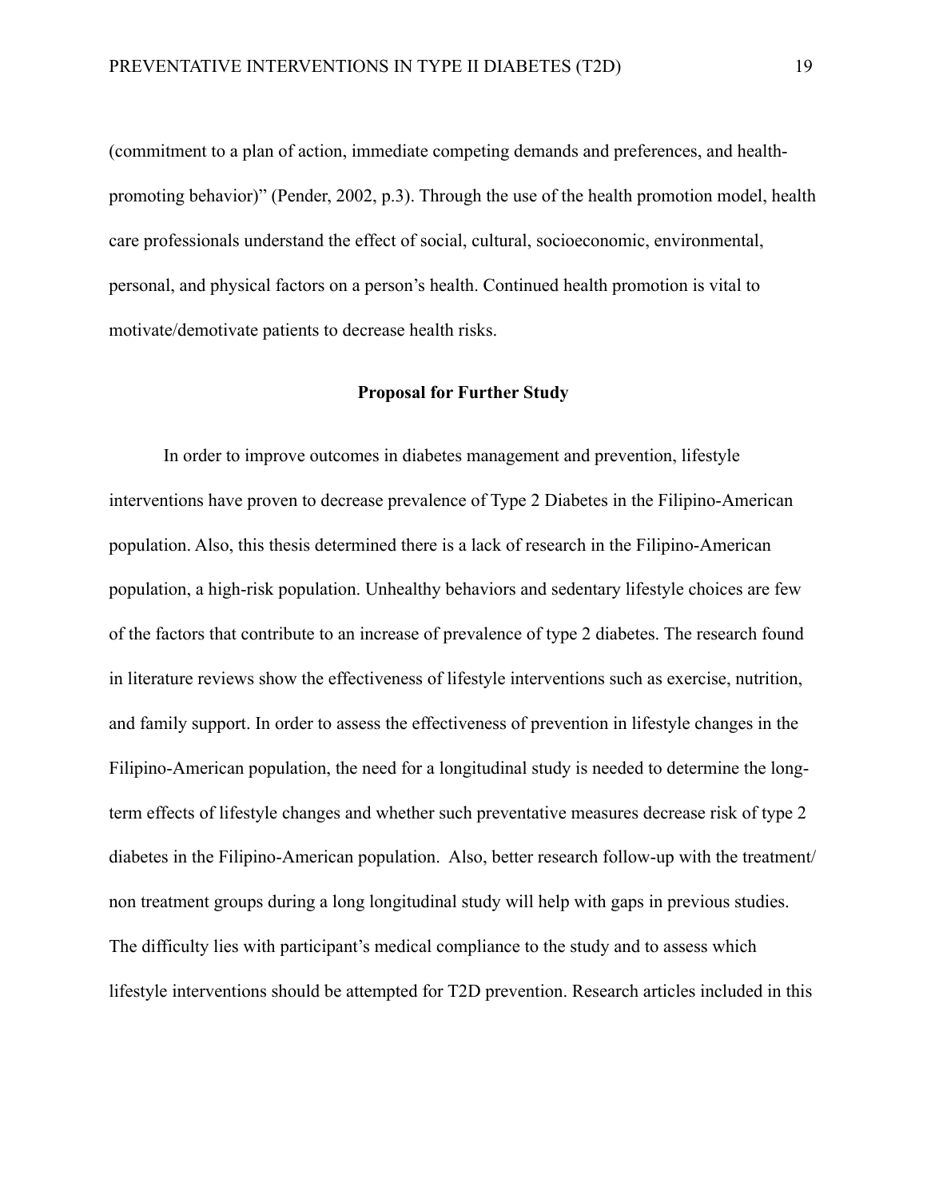(commitment to a plan of action, immediate competing demands and preferences, and health-promoting behavior)" (Pender, 2002, p.3). Through the use of the health promotion model, health care professionals understand the effect of social, cultural, socioeconomic, environmental, personal, and physical factors on a person's health. Continued health promotion is vital to motivate/demotivate patients to decrease health risks.

## Proposal for Further Study

In order to improve outcomes in diabetes management and prevention, lifestyle interventions have proven to decrease prevalence of Type 2 Diabetes in the Filipino-American population. Also, this thesis determined there is a lack of research in the Filipino-American population, a high-risk population. Unhealthy behaviors and sedentary lifestyle choices are few of the factors that contribute to an increase of prevalence of type 2 diabetes. The research found in literature reviews show the effectiveness of lifestyle interventions such as exercise, nutrition, and family support. In order to assess the effectiveness of prevention in lifestyle changes in the Filipino-American population, the need for a longitudinal study is needed to determine the long-term effects of lifestyle changes and whether such preventative measures decrease risk of type 2 diabetes in the Filipino-American population. Also, better research follow-up with the treatment/non treatment groups during a long longitudinal study will help with gaps in previous studies. The difficulty lies with participant's medical compliance to the study and to assess which lifestyle interventions should be attempted for T2D prevention. Research articles included in this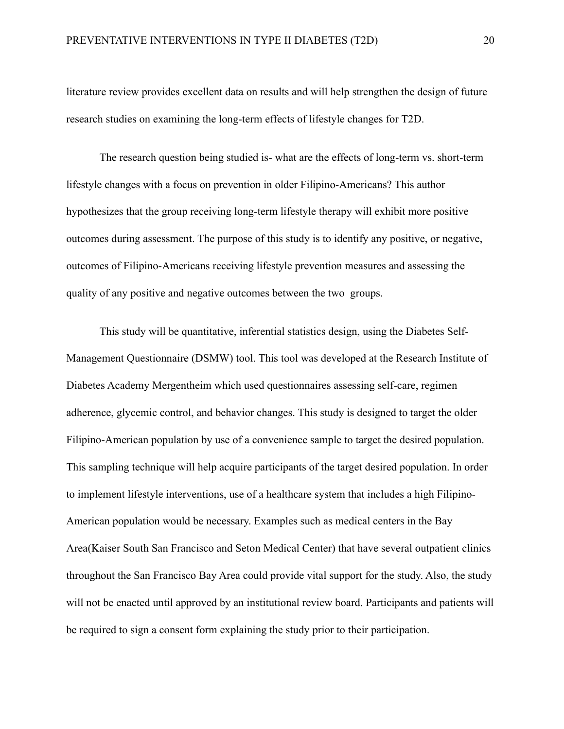literature review provides excellent data on results and will help strengthen the design of future research studies on examining the long-term effects of lifestyle changes for T2D.

The research question being studied is- what are the effects of long-term vs. short-term lifestyle changes with a focus on prevention in older Filipino-Americans? This author hypothesizes that the group receiving long-term lifestyle therapy will exhibit more positive outcomes during assessment. The purpose of this study is to identify any positive, or negative, outcomes of Filipino-Americans receiving lifestyle prevention measures and assessing the quality of any positive and negative outcomes between the two  groups.

This study will be quantitative, inferential statistics design, using the Diabetes Self-Management Questionnaire (DSMW) tool. This tool was developed at the Research Institute of Diabetes Academy Mergentheim which used questionnaires assessing self-care, regimen adherence, glycemic control, and behavior changes. This study is designed to target the older Filipino-American population by use of a convenience sample to target the desired population. This sampling technique will help acquire participants of the target desired population. In order to implement lifestyle interventions, use of a healthcare system that includes a high Filipino-American population would be necessary. Examples such as medical centers in the Bay Area(Kaiser South San Francisco and Seton Medical Center) that have several outpatient clinics throughout the San Francisco Bay Area could provide vital support for the study. Also, the study will not be enacted until approved by an institutional review board. Participants and patients will be required to sign a consent form explaining the study prior to their participation.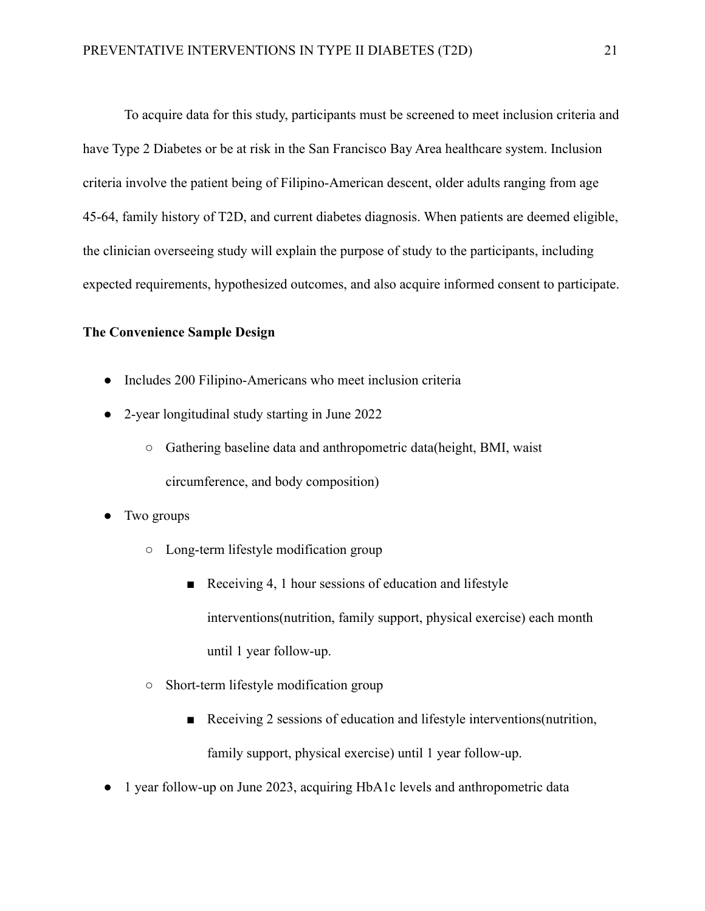To acquire data for this study, participants must be screened to meet inclusion criteria and have Type 2 Diabetes or be at risk in the San Francisco Bay Area healthcare system. Inclusion criteria involve the patient being of Filipino-American descent, older adults ranging from age 45-64, family history of T2D, and current diabetes diagnosis. When patients are deemed eligible, the clinician overseeing study will explain the purpose of study to the participants, including expected requirements, hypothesized outcomes, and also acquire informed consent to participate.

**The Convenience Sample Design**

- Includes 200 Filipino-Americans who meet inclusion criteria
- 2-year longitudinal study starting in June 2022
  - Gathering baseline data and anthropometric data(height, BMI, waist circumference, and body composition)
- Two groups
  - Long-term lifestyle modification group
    - Receiving 4, 1 hour sessions of education and lifestyle interventions(nutrition, family support, physical exercise) each month until 1 year follow-up.
  - Short-term lifestyle modification group
    - Receiving 2 sessions of education and lifestyle interventions(nutrition, family support, physical exercise) until 1 year follow-up.
- 1 year follow-up on June 2023, acquiring HbA1c levels and anthropometric data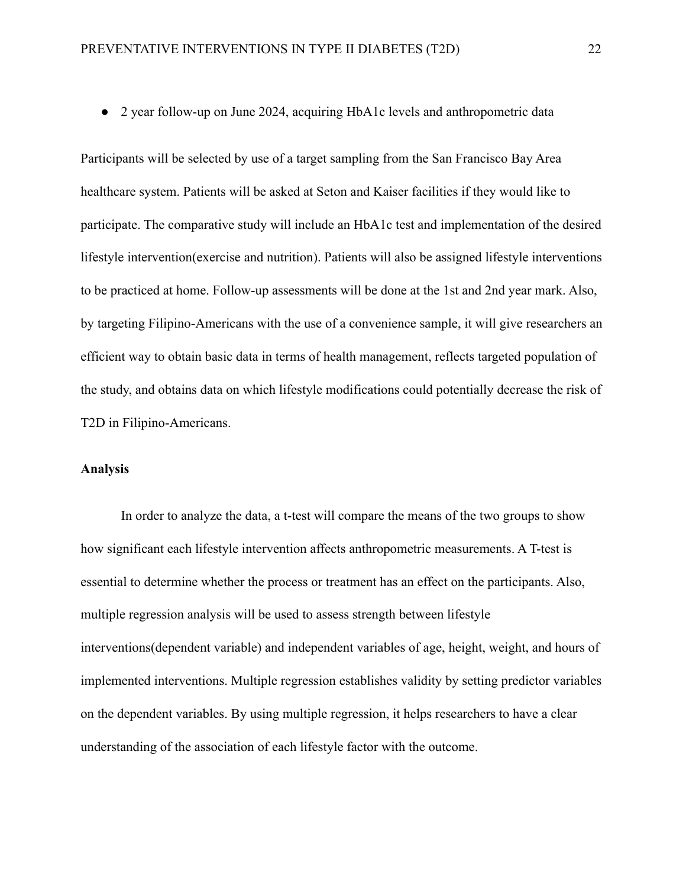- 2 year follow-up on June 2024, acquiring HbA1c levels and anthropometric data

Participants will be selected by use of a target sampling from the San Francisco Bay Area healthcare system. Patients will be asked at Seton and Kaiser facilities if they would like to participate. The comparative study will include an HbA1c test and implementation of the desired lifestyle intervention(exercise and nutrition). Patients will also be assigned lifestyle interventions to be practiced at home. Follow-up assessments will be done at the 1st and 2nd year mark. Also, by targeting Filipino-Americans with the use of a convenience sample, it will give researchers an efficient way to obtain basic data in terms of health management, reflects targeted population of the study, and obtains data on which lifestyle modifications could potentially decrease the risk of T2D in Filipino-Americans.

**Analysis**

In order to analyze the data, a t-test will compare the means of the two groups to show how significant each lifestyle intervention affects anthropometric measurements. A T-test is essential to determine whether the process or treatment has an effect on the participants. Also, multiple regression analysis will be used to assess strength between lifestyle interventions(dependent variable) and independent variables of age, height, weight, and hours of implemented interventions. Multiple regression establishes validity by setting predictor variables on the dependent variables. By using multiple regression, it helps researchers to have a clear understanding of the association of each lifestyle factor with the outcome.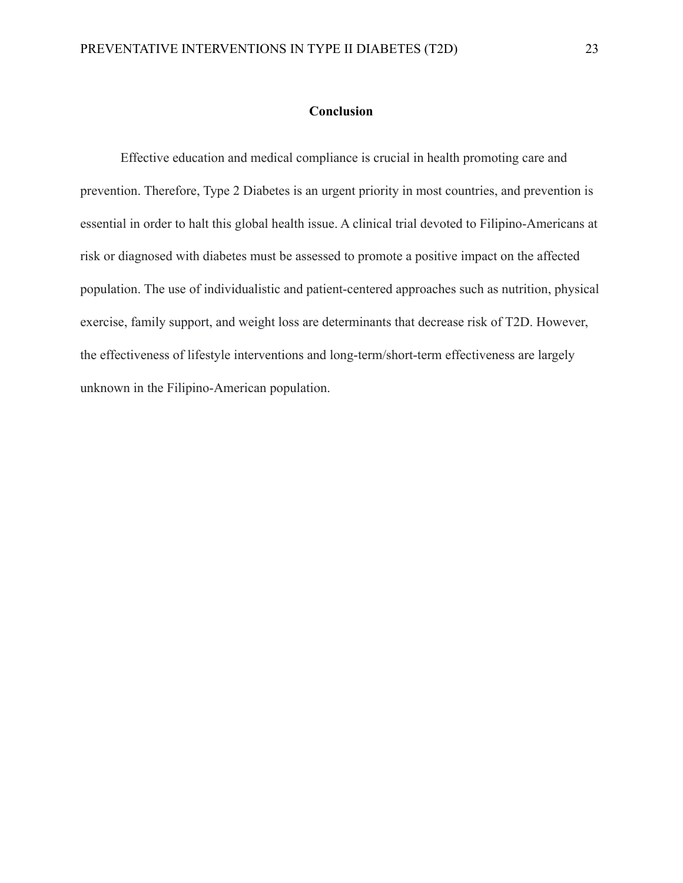## Conclusion

Effective education and medical compliance is crucial in health promoting care and prevention. Therefore, Type 2 Diabetes is an urgent priority in most countries, and prevention is essential in order to halt this global health issue. A clinical trial devoted to Filipino-Americans at risk or diagnosed with diabetes must be assessed to promote a positive impact on the affected population. The use of individualistic and patient-centered approaches such as nutrition, physical exercise, family support, and weight loss are determinants that decrease risk of T2D. However, the effectiveness of lifestyle interventions and long-term/short-term effectiveness are largely unknown in the Filipino-American population.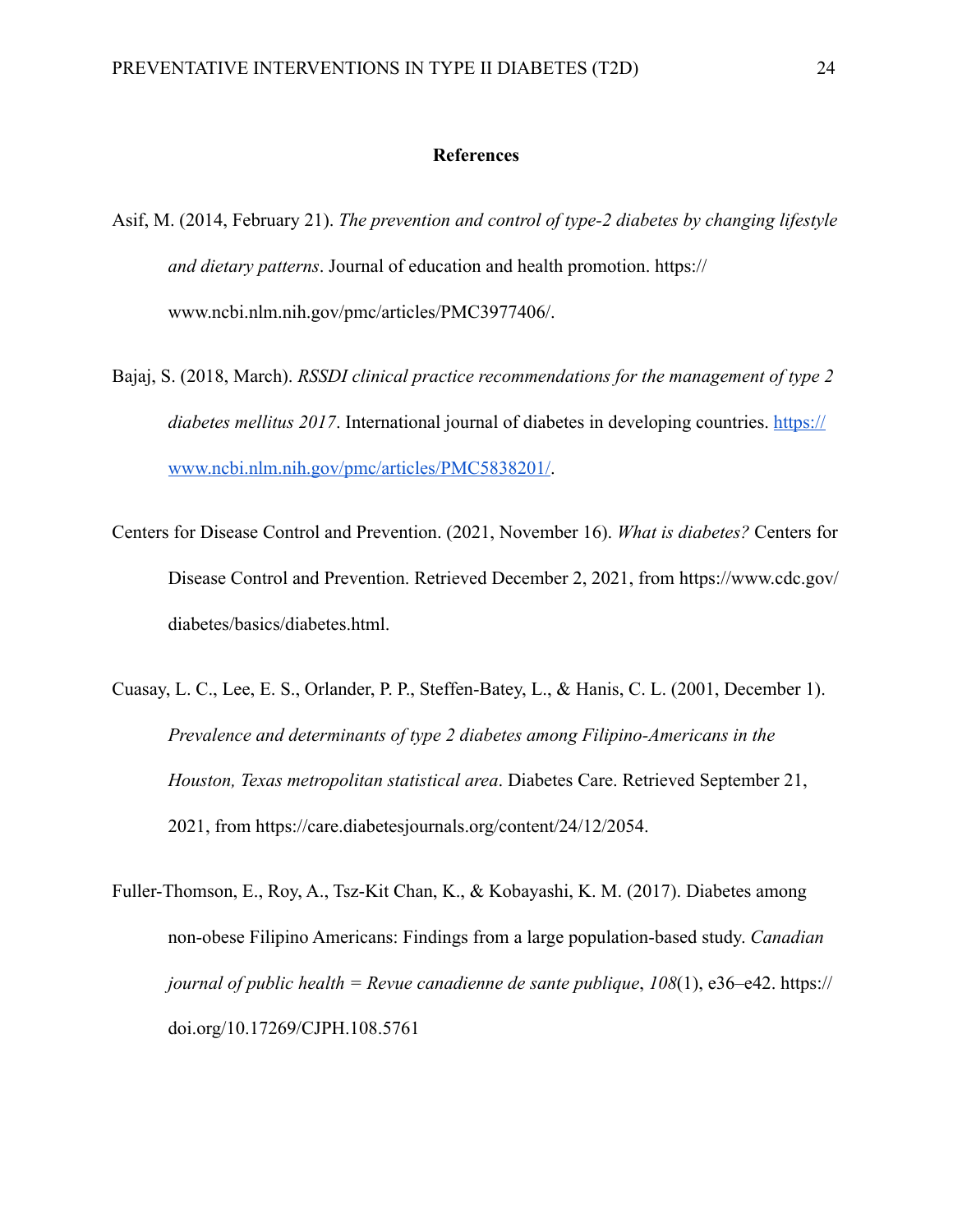# References

Asif, M. (2014, February 21). *The prevention and control of type-2 diabetes by changing lifestyle and dietary patterns*. Journal of education and health promotion. https://www.ncbi.nlm.nih.gov/pmc/articles/PMC3977406/.

Bajaj, S. (2018, March). *RSSDI clinical practice recommendations for the management of type 2 diabetes mellitus 2017*. International journal of diabetes in developing countries. https://www.ncbi.nlm.nih.gov/pmc/articles/PMC5838201/.

Centers for Disease Control and Prevention. (2021, November 16). *What is diabetes?* Centers for Disease Control and Prevention. Retrieved December 2, 2021, from https://www.cdc.gov/diabetes/basics/diabetes.html.

Cuasay, L. C., Lee, E. S., Orlander, P. P., Steffen-Batey, L., & Hanis, C. L. (2001, December 1). *Prevalence and determinants of type 2 diabetes among Filipino-Americans in the Houston, Texas metropolitan statistical area*. Diabetes Care. Retrieved September 21, 2021, from https://care.diabetesjournals.org/content/24/12/2054.

Fuller-Thomson, E., Roy, A., Tsz-Kit Chan, K., & Kobayashi, K. M. (2017). Diabetes among non-obese Filipino Americans: Findings from a large population-based study. *Canadian journal of public health = Revue canadienne de sante publique*, *108*(1), e36–e42. https://doi.org/10.17269/CJPH.108.5761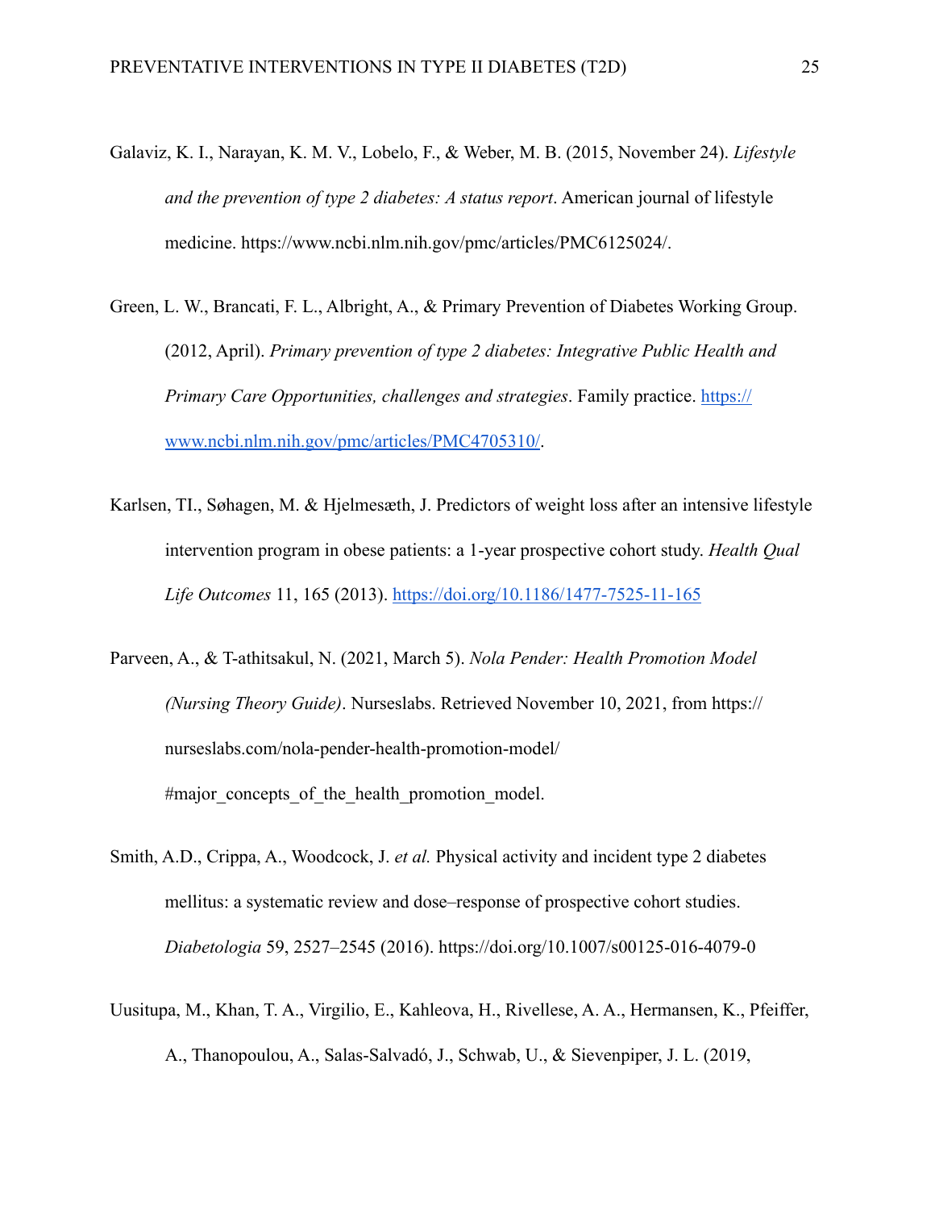Galaviz, K. I., Narayan, K. M. V., Lobelo, F., & Weber, M. B. (2015, November 24). *Lifestyle and the prevention of type 2 diabetes: A status report*. American journal of lifestyle medicine. https://www.ncbi.nlm.nih.gov/pmc/articles/PMC6125024/.

Green, L. W., Brancati, F. L., Albright, A., & Primary Prevention of Diabetes Working Group. (2012, April). *Primary prevention of type 2 diabetes: Integrative Public Health and Primary Care Opportunities, challenges and strategies*. Family practice. https://www.ncbi.nlm.nih.gov/pmc/articles/PMC4705310/.

Karlsen, TI., Søhagen, M. & Hjelmesæth, J. Predictors of weight loss after an intensive lifestyle intervention program in obese patients: a 1-year prospective cohort study. *Health Qual Life Outcomes* 11, 165 (2013). https://doi.org/10.1186/1477-7525-11-165

Parveen, A., & T-athitsakul, N. (2021, March 5). *Nola Pender: Health Promotion Model (Nursing Theory Guide)*. Nurseslabs. Retrieved November 10, 2021, from https://nurseslabs.com/nola-pender-health-promotion-model/#major_concepts_of_the_health_promotion_model.

Smith, A.D., Crippa, A., Woodcock, J. *et al.* Physical activity and incident type 2 diabetes mellitus: a systematic review and dose–response of prospective cohort studies. *Diabetologia* 59, 2527–2545 (2016). https://doi.org/10.1007/s00125-016-4079-0

Uusitupa, M., Khan, T. A., Virgilio, E., Kahleova, H., Rivellese, A. A., Hermansen, K., Pfeiffer, A., Thanopoulou, A., Salas-Salvadó, J., Schwab, U., & Sievenpiper, J. L. (2019,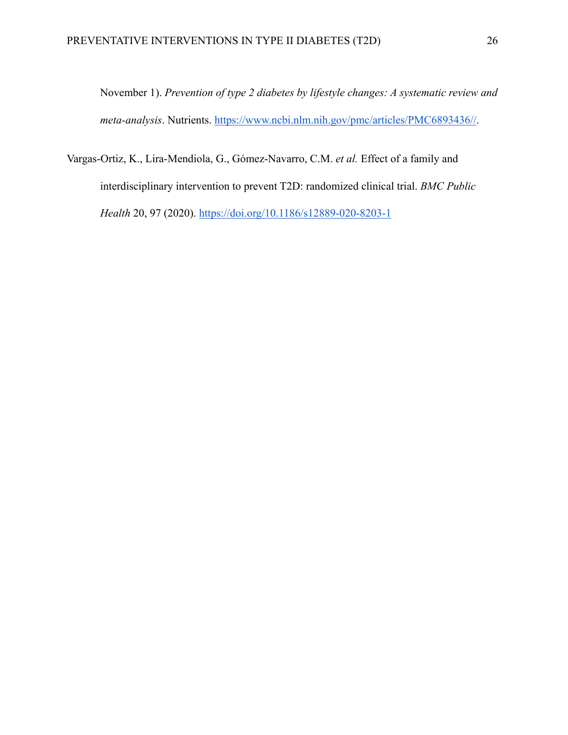November 1). *Prevention of type 2 diabetes by lifestyle changes: A systematic review and meta-analysis*. Nutrients. https://www.ncbi.nlm.nih.gov/pmc/articles/PMC6893436//.

Vargas-Ortiz, K., Lira-Mendiola, G., Gómez-Navarro, C.M. *et al.* Effect of a family and interdisciplinary intervention to prevent T2D: randomized clinical trial. *BMC Public Health* 20, 97 (2020). https://doi.org/10.1186/s12889-020-8203-1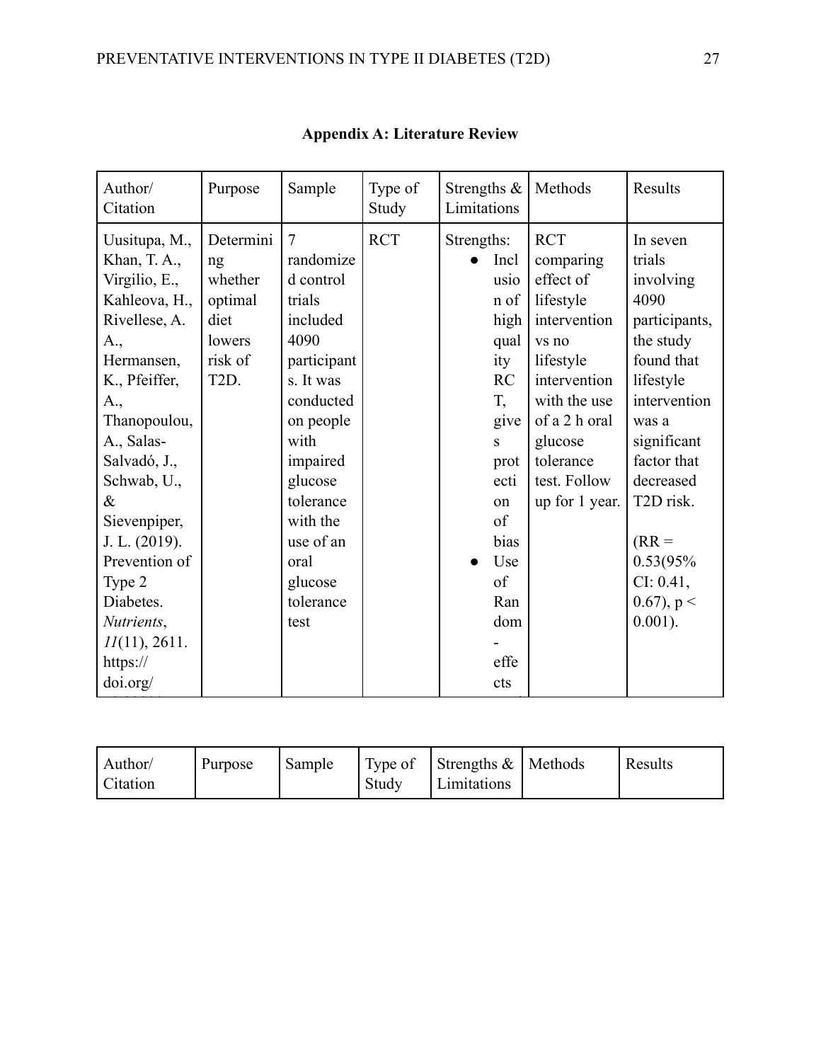## Appendix A: Literature Review

| Author/ Citation | Purpose | Sample | Type of Study | Strengths & Limitations | Methods | Results |
|---|---|---|---|---|---|---|
| Uusitupa, M., Khan, T. A., Virgilio, E., Kahleova, H., Rivellese, A. A., Hermansen, K., Pfeiffer, A., Thanopoulou, A., Salas-Salvadó, J., Schwab, U., & Sievenpiper, J. L. (2019). Prevention of Type 2 Diabetes. *Nutrients*, *11*(11), 2611. https://doi.org/ | Determining whether optimal diet lowers risk of T2D. | 7 randomized control trials included 4090 participants. It was conducted on people with impaired glucose tolerance with the use of an oral glucose tolerance test | RCT | Strengths: <br>• Inclusion of high quality RCT, gives protection of bias <br>• Use of Random-effects | RCT comparing effect of lifestyle intervention vs no lifestyle intervention with the use of a 2 h oral glucose tolerance test. Follow up for 1 year. | In seven trials involving 4090 participants, the study found that lifestyle intervention was a significant factor that decreased T2D risk. <br><br>(RR = 0.53(95% CI: 0.41, 0.67), $p < 0.001$). |

| Author/ Citation | Purpose | Sample | Type of Study | Strengths & Limitations | Methods | Results |
|---|---|---|---|---|---|---|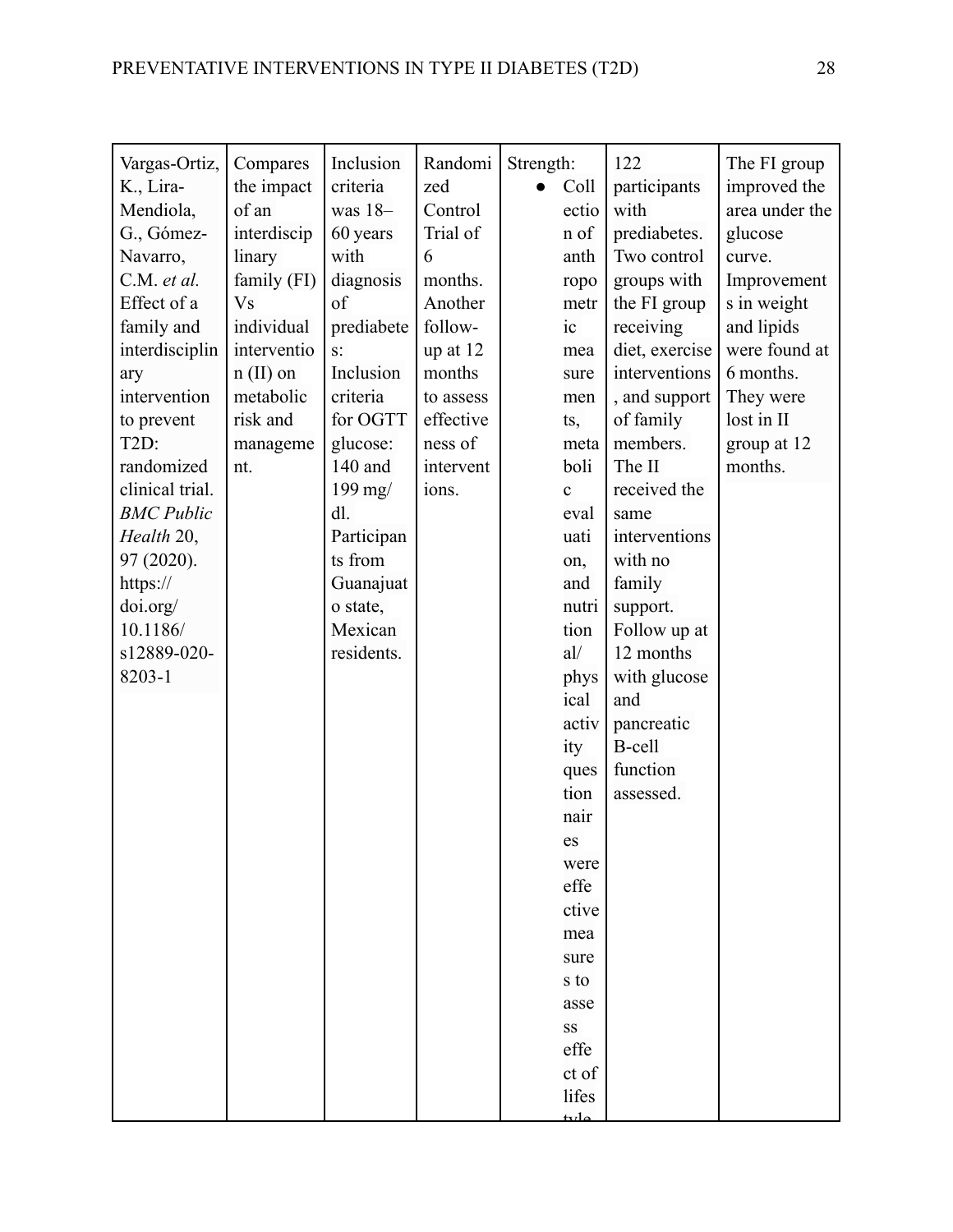| | | | | | | |
|---|---|---|---|---|---|---|
| Vargas-Ortiz, K., Lira-Mendiola, G., Gómez-Navarro, C.M. *et al.* Effect of a family and interdisciplinary intervention to prevent T2D: randomized clinical trial. *BMC Public Health* 20, 97 (2020). https://doi.org/10.1186/s12889-020-8203-1 | Compares the impact of an interdisciplinary family (FI) Vs individual intervention (II) on metabolic risk and management. | Inclusion criteria was 18–60 years with diagnosis of prediabetes: Inclusion criteria for OGTT glucose: 140 and 199 mg/dl. Participants from Guanajuato state, Mexican residents. | Randomized Control Trial of 6 months. Another follow-up at 12 months to assess effectiveness of interventions. | Strength: <br>• Collection of anthropometric measurements, metabolic evaluation, and nutritional/physical activity questionnaires were effective measures to assess effect of lifestyle | 122 participants with prediabetes. Two control groups with the FI group receiving diet, exercise interventions, and support of family members. The II received the same interventions with no family support. Follow up at 12 months with glucose and pancreatic B-cell function assessed. | The FI group improved the area under the glucose curve. Improvements in weight and lipids were found at 6 months. They were lost in II group at 12 months. |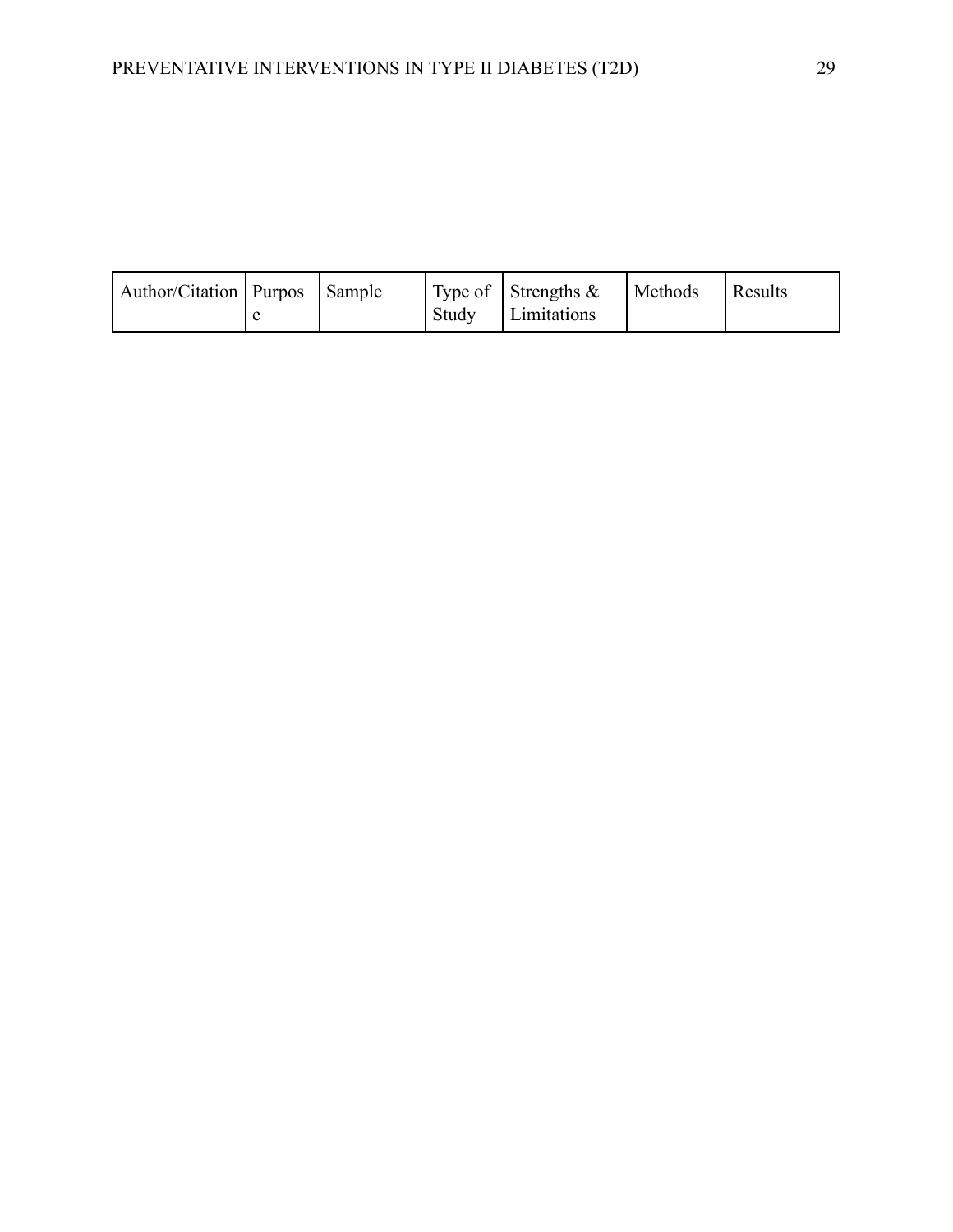| Author/Citation | Purpose | Sample | Type of Study | Strengths & Limitations | Methods | Results |
|---|---|---|---|---|---|---|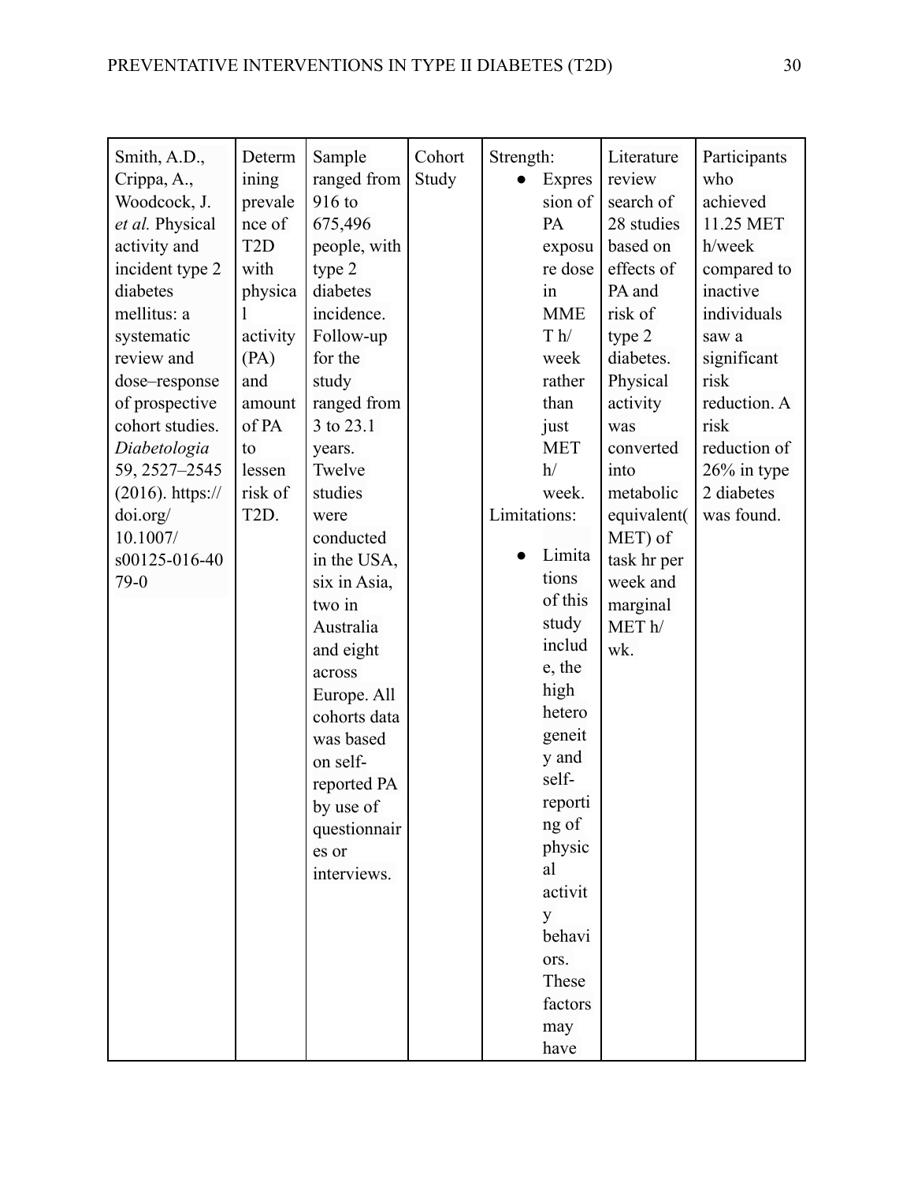| | | | | | | |
|---|---|---|---|---|---|---|
| Smith, A.D., Crippa, A., Woodcock, J. *et al.* Physical activity and incident type 2 diabetes mellitus: a systematic review and dose–response of prospective cohort studies. *Diabetologia* 59, 2527–2545 (2016). https://doi.org/10.1007/s00125-016-4079-0 | Determining prevalence of T2D with physical activity (PA) and amount of PA to lessen risk of T2D. | Sample ranged from 916 to 675,496 people, with type 2 diabetes incidence. Follow-up for the study ranged from 3 to 23.1 years. Twelve studies were conducted in the USA, six in Asia, two in Australia and eight across Europe. All cohorts data was based on self-reported PA by use of questionnaires or interviews. | Cohort Study | Strength: <ul><li>Expression of PA exposure dose in MMET h/week rather than just MET h/week.</li></ul> Limitations: <ul><li>Limitations of this study include, the high heterogeneity and self-reporting of physical activity behaviors. These factors may have</li></ul> | Literature review search of 28 studies based on effects of PA and risk of type 2 diabetes. Physical activity was converted into metabolic equivalent( MET) of task hr per week and marginal MET h/wk. | Participants who achieved 11.25 MET h/week compared to inactive individuals saw a significant risk reduction. A risk reduction of 26% in type 2 diabetes was found. |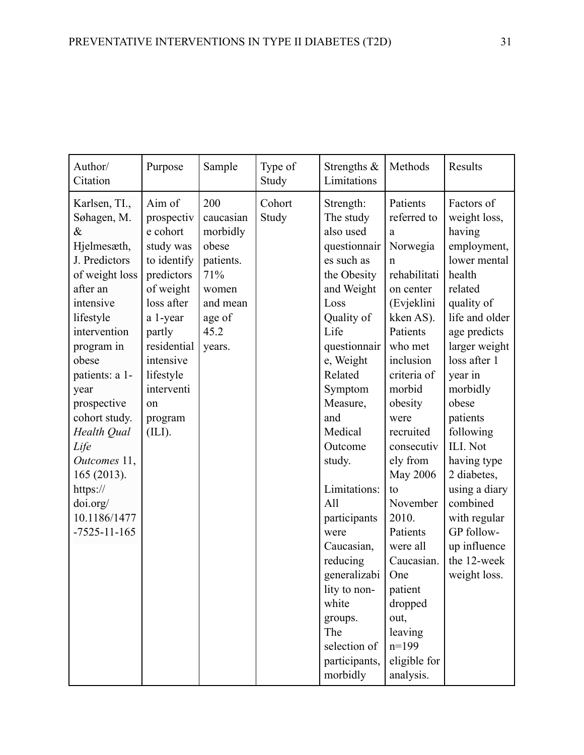| Author/ Citation | Purpose | Sample | Type of Study | Strengths & Limitations | Methods | Results |
|---|---|---|---|---|---|---|
| Karlsen, TI., Søhagen, M. & Hjelmesæth, J. Predictors of weight loss after an intensive lifestyle intervention program in obese patients: a 1-year prospective cohort study. *Health Qual Life Outcomes* 11, 165 (2013). https://doi.org/10.1186/1477-7525-11-165 | Aim of prospective cohort study was to identify predictors of weight loss after a 1-year partly residential intensive lifestyle intervention program (ILI). | 200 caucasian morbidly obese patients. 71% women and mean age of 45.2 years. | Cohort Study | Strength: The study also used questionnaires such as the Obesity and Weight Loss Quality of Life questionnaire, Weight Related Symptom Measure, and Medical Outcome study.<br><br>Limitations: All participants were Caucasian, reducing generalizability to non-white groups. The selection of participants, morbidly | Patients referred to a Norwegian rehabilitation center (Evjeklinikken AS). Patients who met inclusion criteria of morbid obesity were recruited consecutively from May 2006 to November 2010. Patients were all Caucasian. One patient dropped out, leaving n=199 eligible for analysis. | Factors of weight loss, having employment, lower mental health related quality of life and older age predicts larger weight loss after 1 year in morbidly obese patients following ILI. Not having type 2 diabetes, using a diary combined with regular GP follow-up influence the 12-week weight loss. |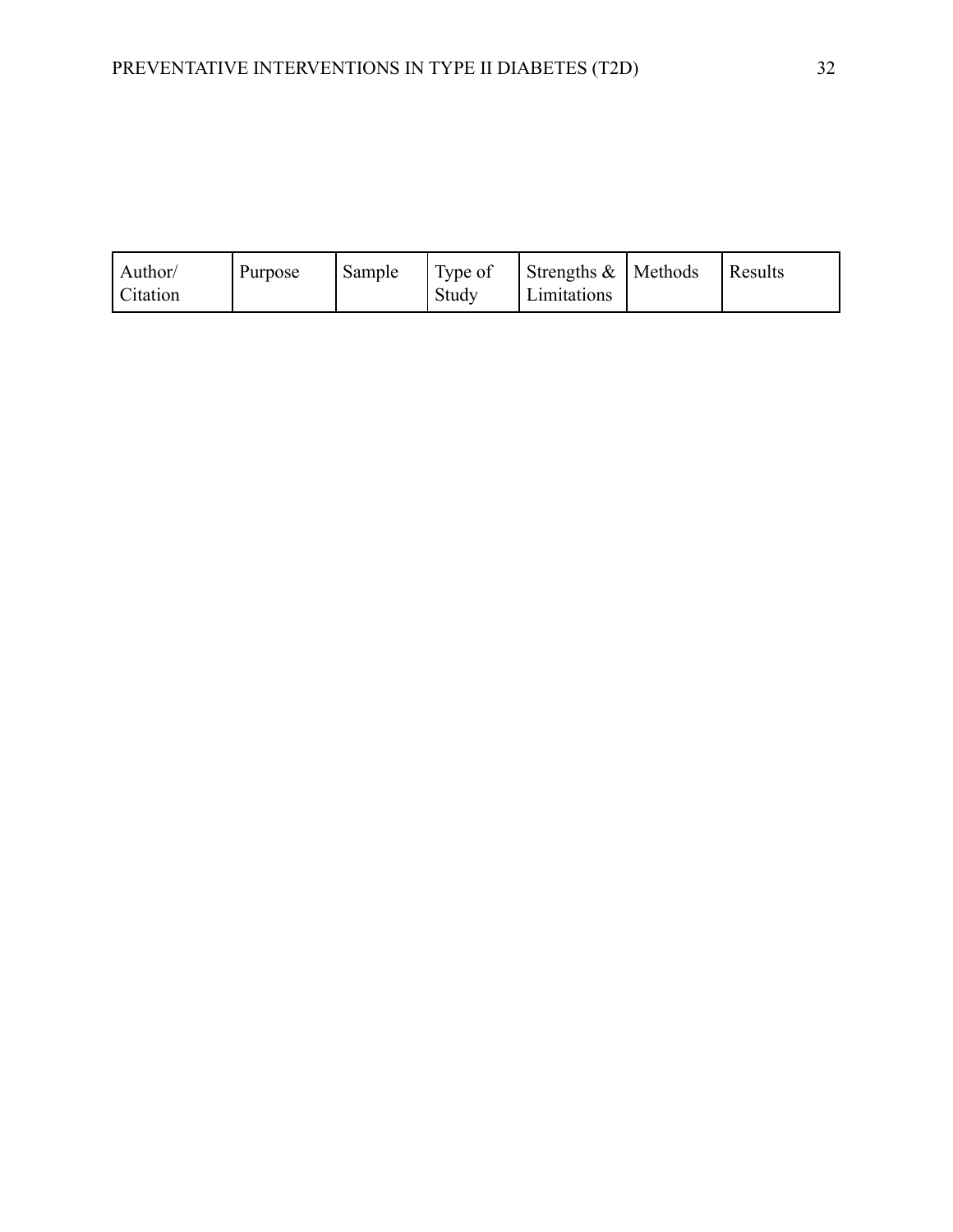| Author/ Citation | Purpose | Sample | Type of Study | Strengths & Limitations | Methods | Results |
|---|---|---|---|---|---|---|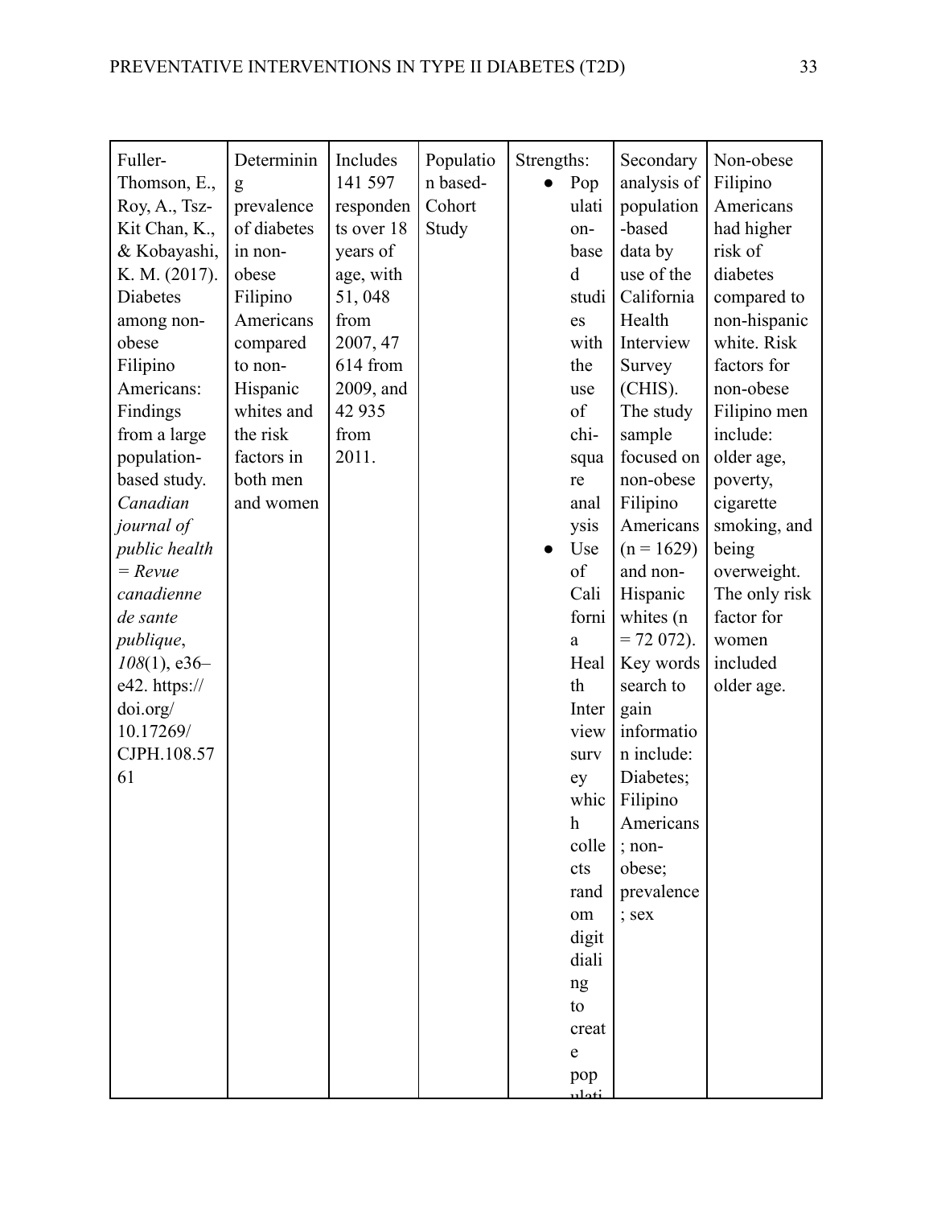| | | | | | | |
|---|---|---|---|---|---|---|
| Fuller-Thomson, E., Roy, A., Tsz-Kit Chan, K., & Kobayashi, K. M. (2017). Diabetes among non-obese Filipino Americans: Findings from a large population-based study. *Canadian journal of public health = Revue canadienne de sante publique*, *108*(1), e36–e42. https://doi.org/10.17269/CJPH.108.5761 | Determining prevalence of diabetes in non-obese Filipino Americans compared to non-Hispanic whites and the risk factors in both men and women | Includes 141 597 respondents over 18 years of age, with 51, 048 from 2007, 47 614 from 2009, and 42 935 from 2011. | Population based-Cohort Study | Strengths: <br>● Population-based studies with the use of chi-square analysis <br>● Use of California Health Interview survey which collects random digit dialing to create populati | Secondary analysis of population-based data by use of the California Health Interview Survey (CHIS). The study sample focused on non-obese Filipino Americans (n = 1629) and non-Hispanic whites (n = 72 072). Key words search to gain information include: Diabetes; Filipino Americans; non-obese; prevalence; sex | Non-obese Filipino Americans had higher risk of diabetes compared to non-hispanic white. Risk factors for non-obese Filipino men include: older age, poverty, cigarette smoking, and being overweight. The only risk factor for women included older age. |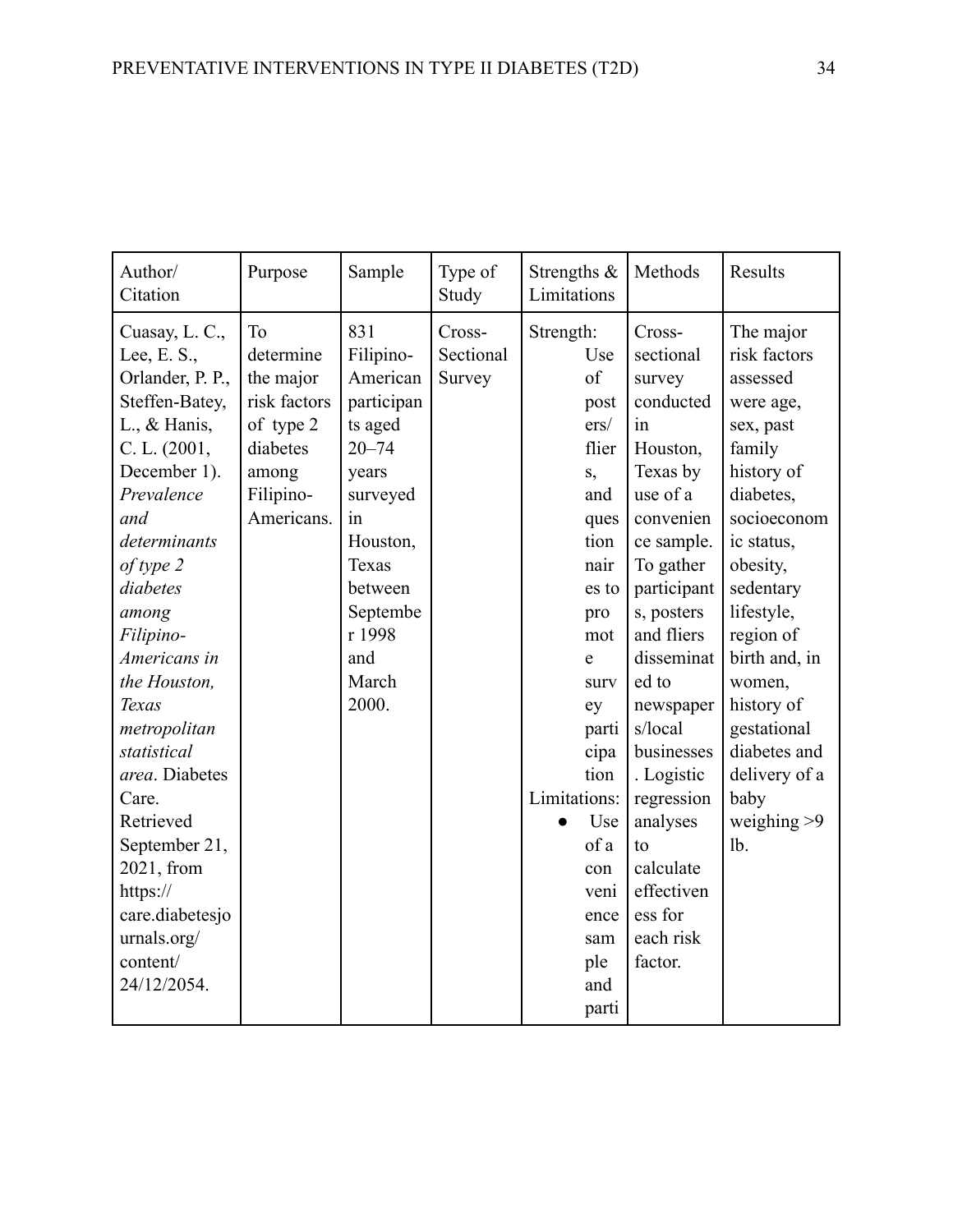| Author/ Citation | Purpose | Sample | Type of Study | Strengths & Limitations | Methods | Results |
|---|---|---|---|---|---|---|
| Cuasay, L. C., Lee, E. S., Orlander, P. P., Steffen-Batey, L., & Hanis, C. L. (2001, December 1). *Prevalence and determinants of type 2 diabetes among Filipino-Americans in the Houston, Texas metropolitan statistical area*. Diabetes Care. Retrieved September 21, 2021, from https://care.diabetesjournals.org/content/24/12/2054. | To determine the major risk factors of type 2 diabetes among Filipino-Americans. | 831 Filipino-American participants aged 20–74 years surveyed in Houston, Texas between September 1998 and March 2000. | Cross-Sectional Survey | Strength: Use of posters/ fliers, and questionnaires to promote survey participation Limitations: ● Use of a convenience sample and parti | Cross-sectional survey conducted in Houston, Texas by use of a convenience sample. To gather participants, posters and fliers disseminated to newspapers/local businesses. Logistic regression analyses to calculate effectiveness for each risk factor. | The major risk factors assessed were age, sex, past family history of diabetes, socioeconomic status, obesity, sedentary lifestyle, region of birth and, in women, history of gestational diabetes and delivery of a baby weighing >9 lb. |